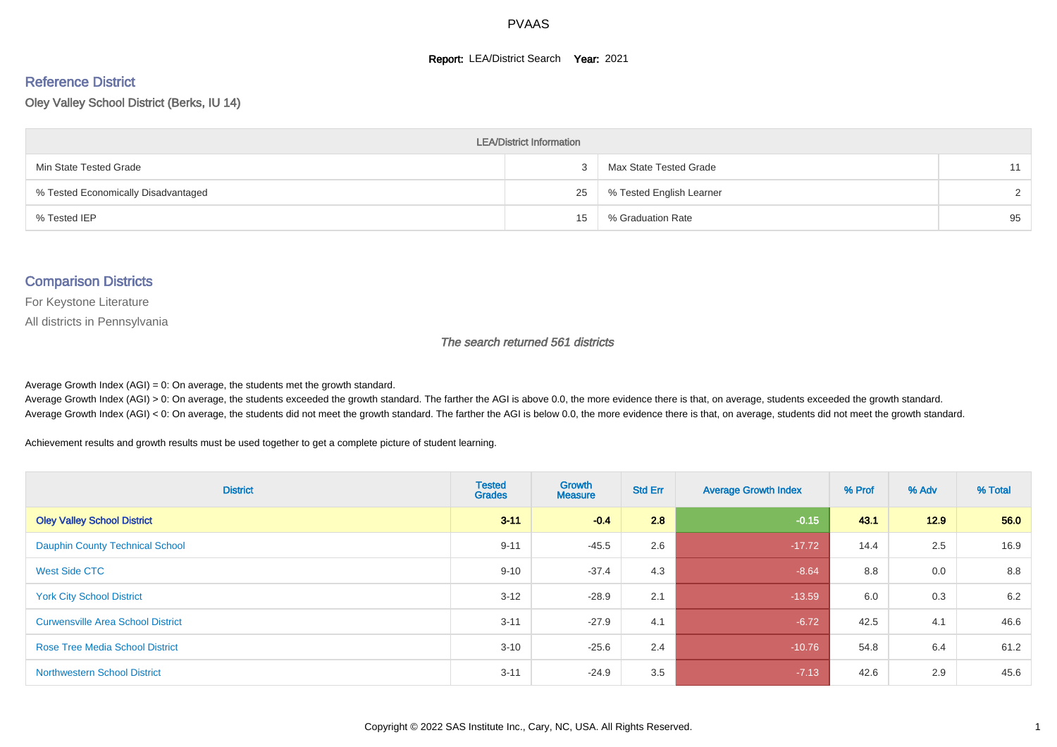# PVAAS

**Report:** LEA/District Search **Year:** 2021

## Reference District

Oley Valley School District (Berks, IU 14)

| LEA/District Information | | | |
|---|---|---|---|
| Min State Tested Grade | 3 | Max State Tested Grade | 11 |
| % Tested Economically Disadvantaged | 25 | % Tested English Learner | 2 |
| % Tested IEP | 15 | % Graduation Rate | 95 |

## Comparison Districts

For Keystone Literature

All districts in Pennsylvania

*The search returned 561 districts*

Average Growth Index (AGI) = 0: On average, the students met the growth standard.
Average Growth Index (AGI) > 0: On average, the students exceeded the growth standard. The farther the AGI is above 0.0, the more evidence there is that, on average, students exceeded the growth standard.
Average Growth Index (AGI) < 0: On average, the students did not meet the growth standard. The farther the AGI is below 0.0, the more evidence there is that, on average, students did not meet the growth standard.

Achievement results and growth results must be used together to get a complete picture of student learning.

| District | Tested Grades | Growth Measure | Std Err | Average Growth Index | % Prof | % Adv | % Total |
|---|---|---|---|---|---|---|---|
| **Oley Valley School District** | **3-11** | **-0.4** | **2.8** | **-0.15** | **43.1** | **12.9** | **56.0** |
| Dauphin County Technical School | 9-11 | -45.5 | 2.6 | -17.72 | 14.4 | 2.5 | 16.9 |
| West Side CTC | 9-10 | -37.4 | 4.3 | -8.64 | 8.8 | 0.0 | 8.8 |
| York City School District | 3-12 | -28.9 | 2.1 | -13.59 | 6.0 | 0.3 | 6.2 |
| Curwensville Area School District | 3-11 | -27.9 | 4.1 | -6.72 | 42.5 | 4.1 | 46.6 |
| Rose Tree Media School District | 3-10 | -25.6 | 2.4 | -10.76 | 54.8 | 6.4 | 61.2 |
| Northwestern School District | 3-11 | -24.9 | 3.5 | -7.13 | 42.6 | 2.9 | 45.6 |

Copyright © 2022 SAS Institute Inc., Cary, NC, USA. All Rights Reserved.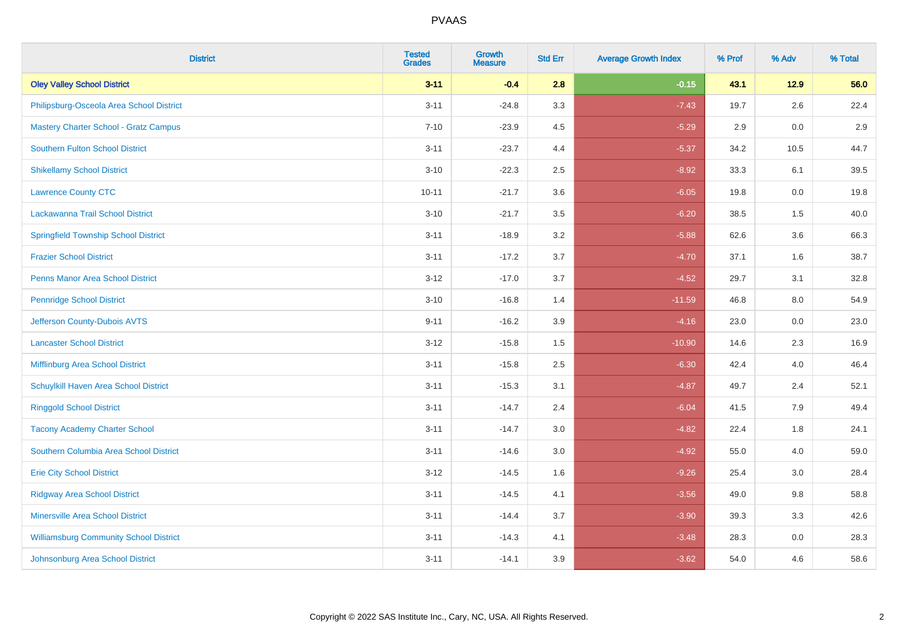# PVAAS

| District | Tested Grades | Growth Measure | Std Err | Average Growth Index | % Prof | % Adv | % Total |
|---|---|---|---|---|---|---|---|
| **Oley Valley School District** | **3-11** | **-0.4** | **2.8** | **-0.15** | **43.1** | **12.9** | **56.0** |
| Philipsburg-Osceola Area School District | 3-11 | -24.8 | 3.3 | -7.43 | 19.7 | 2.6 | 22.4 |
| Mastery Charter School - Gratz Campus | 7-10 | -23.9 | 4.5 | -5.29 | 2.9 | 0.0 | 2.9 |
| Southern Fulton School District | 3-11 | -23.7 | 4.4 | -5.37 | 34.2 | 10.5 | 44.7 |
| Shikellamy School District | 3-10 | -22.3 | 2.5 | -8.92 | 33.3 | 6.1 | 39.5 |
| Lawrence County CTC | 10-11 | -21.7 | 3.6 | -6.05 | 19.8 | 0.0 | 19.8 |
| Lackawanna Trail School District | 3-10 | -21.7 | 3.5 | -6.20 | 38.5 | 1.5 | 40.0 |
| Springfield Township School District | 3-11 | -18.9 | 3.2 | -5.88 | 62.6 | 3.6 | 66.3 |
| Frazier School District | 3-11 | -17.2 | 3.7 | -4.70 | 37.1 | 1.6 | 38.7 |
| Penns Manor Area School District | 3-12 | -17.0 | 3.7 | -4.52 | 29.7 | 3.1 | 32.8 |
| Pennridge School District | 3-10 | -16.8 | 1.4 | -11.59 | 46.8 | 8.0 | 54.9 |
| Jefferson County-Dubois AVTS | 9-11 | -16.2 | 3.9 | -4.16 | 23.0 | 0.0 | 23.0 |
| Lancaster School District | 3-12 | -15.8 | 1.5 | -10.90 | 14.6 | 2.3 | 16.9 |
| Mifflinburg Area School District | 3-11 | -15.8 | 2.5 | -6.30 | 42.4 | 4.0 | 46.4 |
| Schuylkill Haven Area School District | 3-11 | -15.3 | 3.1 | -4.87 | 49.7 | 2.4 | 52.1 |
| Ringgold School District | 3-11 | -14.7 | 2.4 | -6.04 | 41.5 | 7.9 | 49.4 |
| Tacony Academy Charter School | 3-11 | -14.7 | 3.0 | -4.82 | 22.4 | 1.8 | 24.1 |
| Southern Columbia Area School District | 3-11 | -14.6 | 3.0 | -4.92 | 55.0 | 4.0 | 59.0 |
| Erie City School District | 3-12 | -14.5 | 1.6 | -9.26 | 25.4 | 3.0 | 28.4 |
| Ridgway Area School District | 3-11 | -14.5 | 4.1 | -3.56 | 49.0 | 9.8 | 58.8 |
| Minersville Area School District | 3-11 | -14.4 | 3.7 | -3.90 | 39.3 | 3.3 | 42.6 |
| Williamsburg Community School District | 3-11 | -14.3 | 4.1 | -3.48 | 28.3 | 0.0 | 28.3 |
| Johnsonburg Area School District | 3-11 | -14.1 | 3.9 | -3.62 | 54.0 | 4.6 | 58.6 |

Copyright © 2022 SAS Institute Inc., Cary, NC, USA. All Rights Reserved.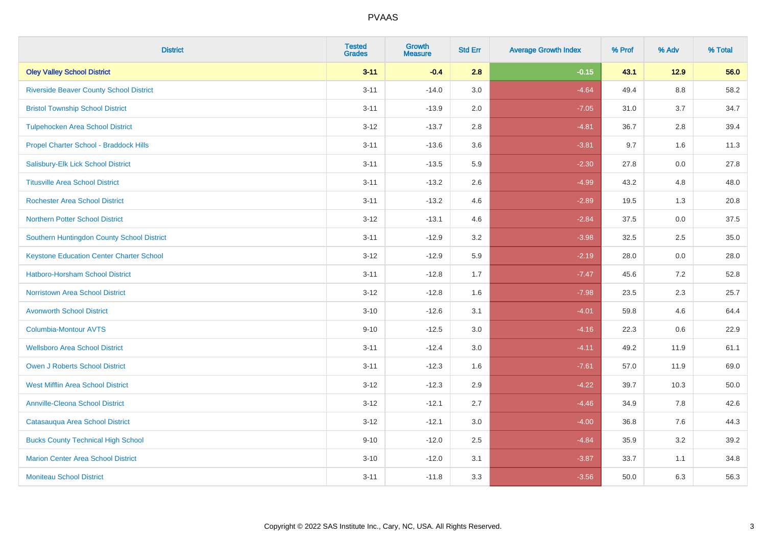PVAAS

| District | Tested Grades | Growth Measure | Std Err | Average Growth Index | % Prof | % Adv | % Total |
|---|---|---|---|---|---|---|---|
| **Oley Valley School District** | **3-11** | **-0.4** | **2.8** | **-0.15** | **43.1** | **12.9** | **56.0** |
| Riverside Beaver County School District | 3-11 | -14.0 | 3.0 | -4.64 | 49.4 | 8.8 | 58.2 |
| Bristol Township School District | 3-11 | -13.9 | 2.0 | -7.05 | 31.0 | 3.7 | 34.7 |
| Tulpehocken Area School District | 3-12 | -13.7 | 2.8 | -4.81 | 36.7 | 2.8 | 39.4 |
| Propel Charter School - Braddock Hills | 3-11 | -13.6 | 3.6 | -3.81 | 9.7 | 1.6 | 11.3 |
| Salisbury-Elk Lick School District | 3-11 | -13.5 | 5.9 | -2.30 | 27.8 | 0.0 | 27.8 |
| Titusville Area School District | 3-11 | -13.2 | 2.6 | -4.99 | 43.2 | 4.8 | 48.0 |
| Rochester Area School District | 3-11 | -13.2 | 4.6 | -2.89 | 19.5 | 1.3 | 20.8 |
| Northern Potter School District | 3-12 | -13.1 | 4.6 | -2.84 | 37.5 | 0.0 | 37.5 |
| Southern Huntingdon County School District | 3-11 | -12.9 | 3.2 | -3.98 | 32.5 | 2.5 | 35.0 |
| Keystone Education Center Charter School | 3-12 | -12.9 | 5.9 | -2.19 | 28.0 | 0.0 | 28.0 |
| Hatboro-Horsham School District | 3-11 | -12.8 | 1.7 | -7.47 | 45.6 | 7.2 | 52.8 |
| Norristown Area School District | 3-12 | -12.8 | 1.6 | -7.98 | 23.5 | 2.3 | 25.7 |
| Avonworth School District | 3-10 | -12.6 | 3.1 | -4.01 | 59.8 | 4.6 | 64.4 |
| Columbia-Montour AVTS | 9-10 | -12.5 | 3.0 | -4.16 | 22.3 | 0.6 | 22.9 |
| Wellsboro Area School District | 3-11 | -12.4 | 3.0 | -4.11 | 49.2 | 11.9 | 61.1 |
| Owen J Roberts School District | 3-11 | -12.3 | 1.6 | -7.61 | 57.0 | 11.9 | 69.0 |
| West Mifflin Area School District | 3-12 | -12.3 | 2.9 | -4.22 | 39.7 | 10.3 | 50.0 |
| Annville-Cleona School District | 3-12 | -12.1 | 2.7 | -4.46 | 34.9 | 7.8 | 42.6 |
| Catasauqua Area School District | 3-12 | -12.1 | 3.0 | -4.00 | 36.8 | 7.6 | 44.3 |
| Bucks County Technical High School | 9-10 | -12.0 | 2.5 | -4.84 | 35.9 | 3.2 | 39.2 |
| Marion Center Area School District | 3-10 | -12.0 | 3.1 | -3.87 | 33.7 | 1.1 | 34.8 |
| Moniteau School District | 3-11 | -11.8 | 3.3 | -3.56 | 50.0 | 6.3 | 56.3 |

Copyright © 2022 SAS Institute Inc., Cary, NC, USA. All Rights Reserved.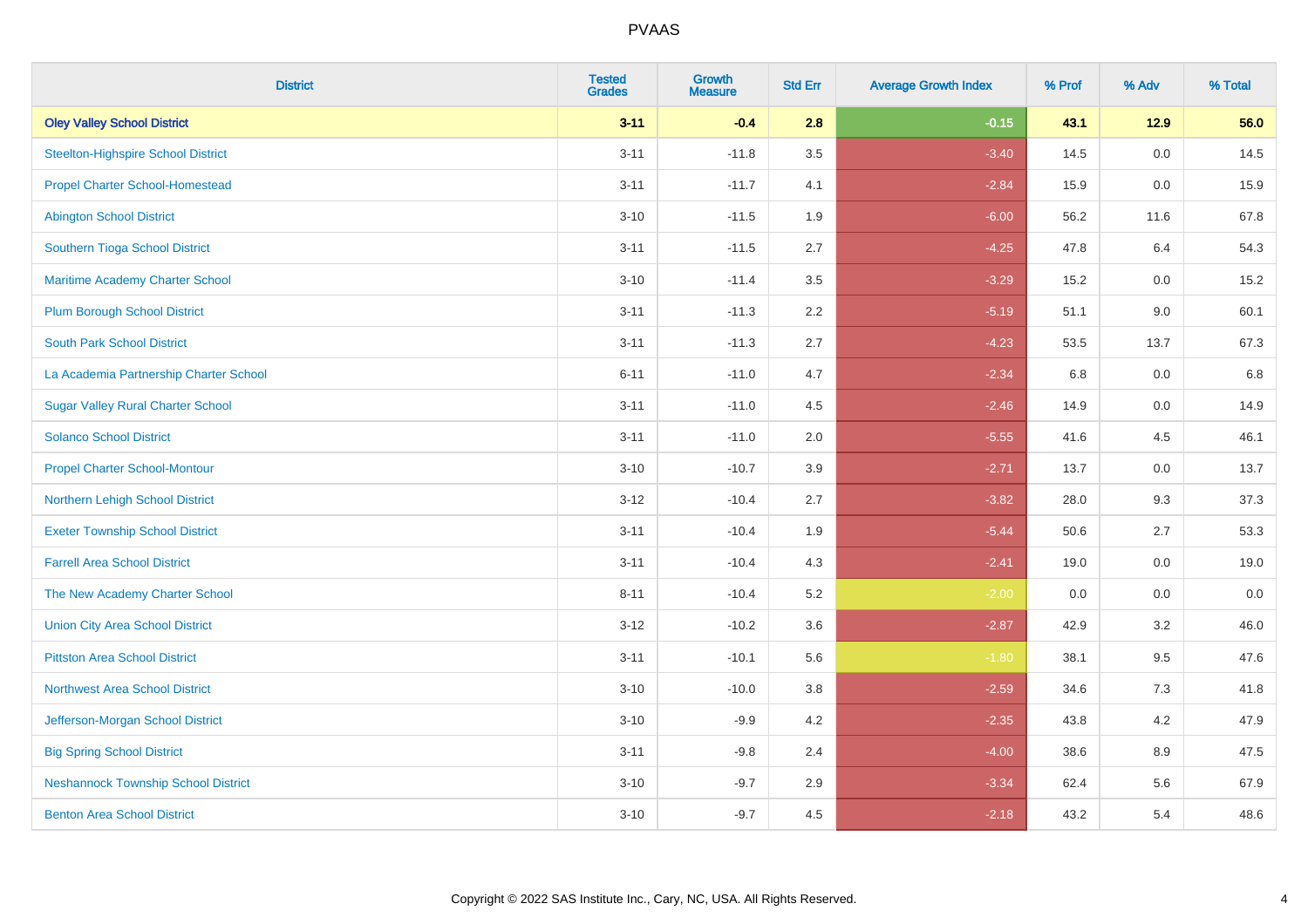| District | Tested Grades | Growth Measure | Std Err | Average Growth Index | % Prof | % Adv | % Total |
|---|---|---|---|---|---|---|---|
| **Oley Valley School District** | **3-11** | **-0.4** | **2.8** | **-0.15** | **43.1** | **12.9** | **56.0** |
| Steelton-Highspire School District | 3-11 | -11.8 | 3.5 | -3.40 | 14.5 | 0.0 | 14.5 |
| Propel Charter School-Homestead | 3-11 | -11.7 | 4.1 | -2.84 | 15.9 | 0.0 | 15.9 |
| Abington School District | 3-10 | -11.5 | 1.9 | -6.00 | 56.2 | 11.6 | 67.8 |
| Southern Tioga School District | 3-11 | -11.5 | 2.7 | -4.25 | 47.8 | 6.4 | 54.3 |
| Maritime Academy Charter School | 3-10 | -11.4 | 3.5 | -3.29 | 15.2 | 0.0 | 15.2 |
| Plum Borough School District | 3-11 | -11.3 | 2.2 | -5.19 | 51.1 | 9.0 | 60.1 |
| South Park School District | 3-11 | -11.3 | 2.7 | -4.23 | 53.5 | 13.7 | 67.3 |
| La Academia Partnership Charter School | 6-11 | -11.0 | 4.7 | -2.34 | 6.8 | 0.0 | 6.8 |
| Sugar Valley Rural Charter School | 3-11 | -11.0 | 4.5 | -2.46 | 14.9 | 0.0 | 14.9 |
| Solanco School District | 3-11 | -11.0 | 2.0 | -5.55 | 41.6 | 4.5 | 46.1 |
| Propel Charter School-Montour | 3-10 | -10.7 | 3.9 | -2.71 | 13.7 | 0.0 | 13.7 |
| Northern Lehigh School District | 3-12 | -10.4 | 2.7 | -3.82 | 28.0 | 9.3 | 37.3 |
| Exeter Township School District | 3-11 | -10.4 | 1.9 | -5.44 | 50.6 | 2.7 | 53.3 |
| Farrell Area School District | 3-11 | -10.4 | 4.3 | -2.41 | 19.0 | 0.0 | 19.0 |
| The New Academy Charter School | 8-11 | -10.4 | 5.2 | -2.00 | 0.0 | 0.0 | 0.0 |
| Union City Area School District | 3-12 | -10.2 | 3.6 | -2.87 | 42.9 | 3.2 | 46.0 |
| Pittston Area School District | 3-11 | -10.1 | 5.6 | -1.80 | 38.1 | 9.5 | 47.6 |
| Northwest Area School District | 3-10 | -10.0 | 3.8 | -2.59 | 34.6 | 7.3 | 41.8 |
| Jefferson-Morgan School District | 3-10 | -9.9 | 4.2 | -2.35 | 43.8 | 4.2 | 47.9 |
| Big Spring School District | 3-11 | -9.8 | 2.4 | -4.00 | 38.6 | 8.9 | 47.5 |
| Neshannock Township School District | 3-10 | -9.7 | 2.9 | -3.34 | 62.4 | 5.6 | 67.9 |
| Benton Area School District | 3-10 | -9.7 | 4.5 | -2.18 | 43.2 | 5.4 | 48.6 |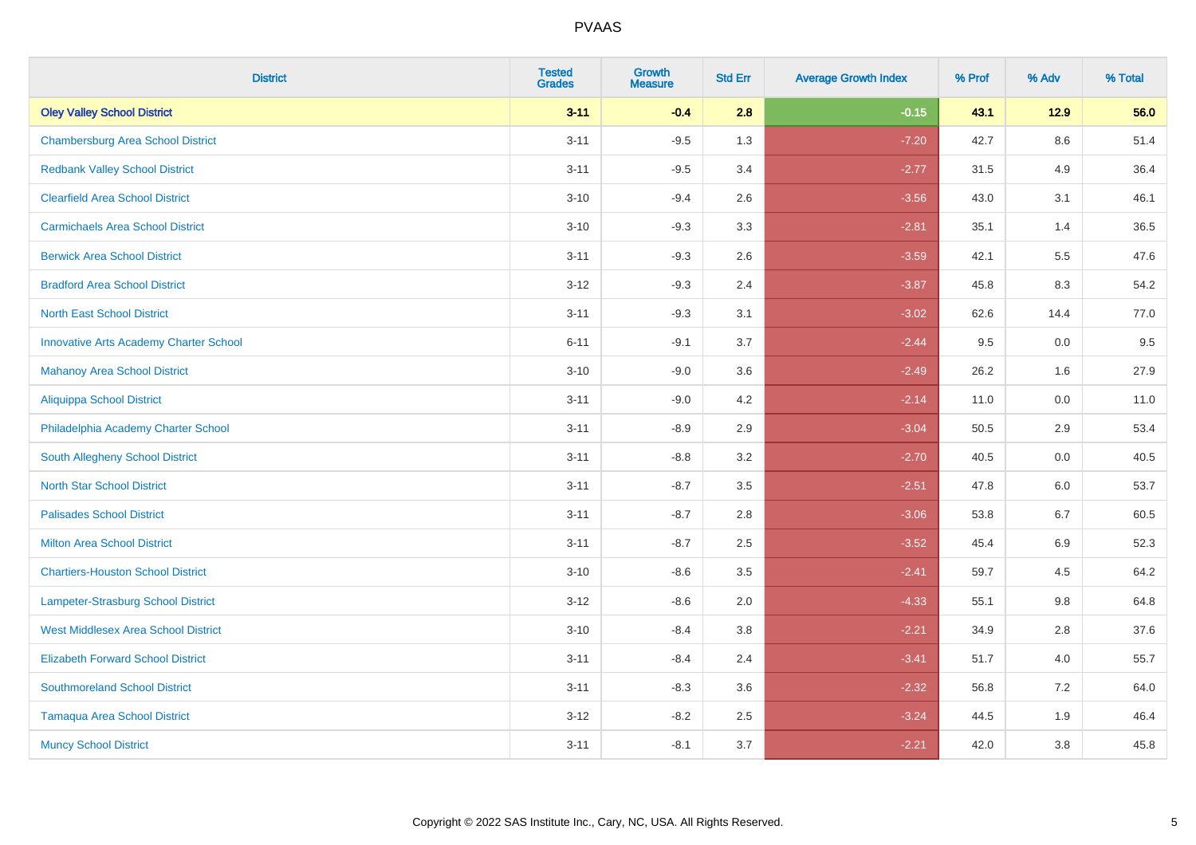# PVAAS

| District | Tested Grades | Growth Measure | Std Err | Average Growth Index | % Prof | % Adv | % Total |
|---|---|---|---|---|---|---|---|
| **Oley Valley School District** | **3-11** | **-0.4** | **2.8** | **-0.15** | **43.1** | **12.9** | **56.0** |
| Chambersburg Area School District | 3-11 | -9.5 | 1.3 | -7.20 | 42.7 | 8.6 | 51.4 |
| Redbank Valley School District | 3-11 | -9.5 | 3.4 | -2.77 | 31.5 | 4.9 | 36.4 |
| Clearfield Area School District | 3-10 | -9.4 | 2.6 | -3.56 | 43.0 | 3.1 | 46.1 |
| Carmichaels Area School District | 3-10 | -9.3 | 3.3 | -2.81 | 35.1 | 1.4 | 36.5 |
| Berwick Area School District | 3-11 | -9.3 | 2.6 | -3.59 | 42.1 | 5.5 | 47.6 |
| Bradford Area School District | 3-12 | -9.3 | 2.4 | -3.87 | 45.8 | 8.3 | 54.2 |
| North East School District | 3-11 | -9.3 | 3.1 | -3.02 | 62.6 | 14.4 | 77.0 |
| Innovative Arts Academy Charter School | 6-11 | -9.1 | 3.7 | -2.44 | 9.5 | 0.0 | 9.5 |
| Mahanoy Area School District | 3-10 | -9.0 | 3.6 | -2.49 | 26.2 | 1.6 | 27.9 |
| Aliquippa School District | 3-11 | -9.0 | 4.2 | -2.14 | 11.0 | 0.0 | 11.0 |
| Philadelphia Academy Charter School | 3-11 | -8.9 | 2.9 | -3.04 | 50.5 | 2.9 | 53.4 |
| South Allegheny School District | 3-11 | -8.8 | 3.2 | -2.70 | 40.5 | 0.0 | 40.5 |
| North Star School District | 3-11 | -8.7 | 3.5 | -2.51 | 47.8 | 6.0 | 53.7 |
| Palisades School District | 3-11 | -8.7 | 2.8 | -3.06 | 53.8 | 6.7 | 60.5 |
| Milton Area School District | 3-11 | -8.7 | 2.5 | -3.52 | 45.4 | 6.9 | 52.3 |
| Chartiers-Houston School District | 3-10 | -8.6 | 3.5 | -2.41 | 59.7 | 4.5 | 64.2 |
| Lampeter-Strasburg School District | 3-12 | -8.6 | 2.0 | -4.33 | 55.1 | 9.8 | 64.8 |
| West Middlesex Area School District | 3-10 | -8.4 | 3.8 | -2.21 | 34.9 | 2.8 | 37.6 |
| Elizabeth Forward School District | 3-11 | -8.4 | 2.4 | -3.41 | 51.7 | 4.0 | 55.7 |
| Southmoreland School District | 3-11 | -8.3 | 3.6 | -2.32 | 56.8 | 7.2 | 64.0 |
| Tamaqua Area School District | 3-12 | -8.2 | 2.5 | -3.24 | 44.5 | 1.9 | 46.4 |
| Muncy School District | 3-11 | -8.1 | 3.7 | -2.21 | 42.0 | 3.8 | 45.8 |

Copyright © 2022 SAS Institute Inc., Cary, NC, USA. All Rights Reserved.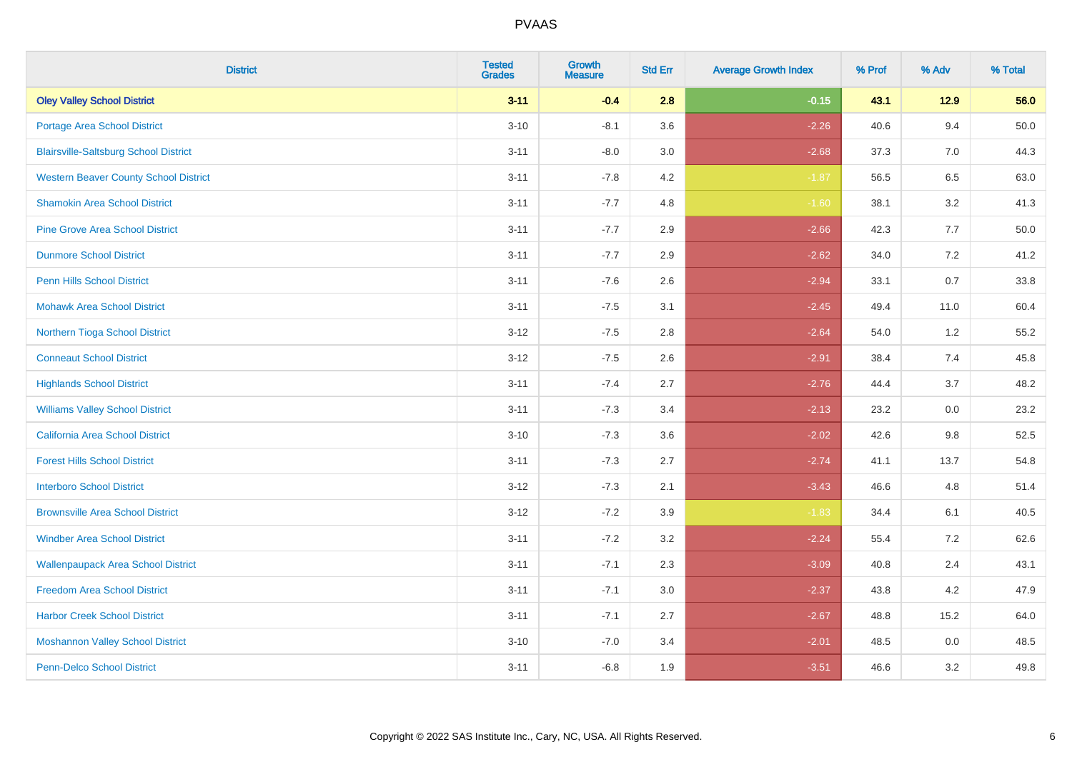| District | Tested Grades | Growth Measure | Std Err | Average Growth Index | % Prof | % Adv | % Total |
|---|---|---|---|---|---|---|---|
| **Oley Valley School District** | **3-11** | **-0.4** | **2.8** | **-0.15** | **43.1** | **12.9** | **56.0** |
| Portage Area School District | 3-10 | -8.1 | 3.6 | -2.26 | 40.6 | 9.4 | 50.0 |
| Blairsville-Saltsburg School District | 3-11 | -8.0 | 3.0 | -2.68 | 37.3 | 7.0 | 44.3 |
| Western Beaver County School District | 3-11 | -7.8 | 4.2 | -1.87 | 56.5 | 6.5 | 63.0 |
| Shamokin Area School District | 3-11 | -7.7 | 4.8 | -1.60 | 38.1 | 3.2 | 41.3 |
| Pine Grove Area School District | 3-11 | -7.7 | 2.9 | -2.66 | 42.3 | 7.7 | 50.0 |
| Dunmore School District | 3-11 | -7.7 | 2.9 | -2.62 | 34.0 | 7.2 | 41.2 |
| Penn Hills School District | 3-11 | -7.6 | 2.6 | -2.94 | 33.1 | 0.7 | 33.8 |
| Mohawk Area School District | 3-11 | -7.5 | 3.1 | -2.45 | 49.4 | 11.0 | 60.4 |
| Northern Tioga School District | 3-12 | -7.5 | 2.8 | -2.64 | 54.0 | 1.2 | 55.2 |
| Conneaut School District | 3-12 | -7.5 | 2.6 | -2.91 | 38.4 | 7.4 | 45.8 |
| Highlands School District | 3-11 | -7.4 | 2.7 | -2.76 | 44.4 | 3.7 | 48.2 |
| Williams Valley School District | 3-11 | -7.3 | 3.4 | -2.13 | 23.2 | 0.0 | 23.2 |
| California Area School District | 3-10 | -7.3 | 3.6 | -2.02 | 42.6 | 9.8 | 52.5 |
| Forest Hills School District | 3-11 | -7.3 | 2.7 | -2.74 | 41.1 | 13.7 | 54.8 |
| Interboro School District | 3-12 | -7.3 | 2.1 | -3.43 | 46.6 | 4.8 | 51.4 |
| Brownsville Area School District | 3-12 | -7.2 | 3.9 | -1.83 | 34.4 | 6.1 | 40.5 |
| Windber Area School District | 3-11 | -7.2 | 3.2 | -2.24 | 55.4 | 7.2 | 62.6 |
| Wallenpaupack Area School District | 3-11 | -7.1 | 2.3 | -3.09 | 40.8 | 2.4 | 43.1 |
| Freedom Area School District | 3-11 | -7.1 | 3.0 | -2.37 | 43.8 | 4.2 | 47.9 |
| Harbor Creek School District | 3-11 | -7.1 | 2.7 | -2.67 | 48.8 | 15.2 | 64.0 |
| Moshannon Valley School District | 3-10 | -7.0 | 3.4 | -2.01 | 48.5 | 0.0 | 48.5 |
| Penn-Delco School District | 3-11 | -6.8 | 1.9 | -3.51 | 46.6 | 3.2 | 49.8 |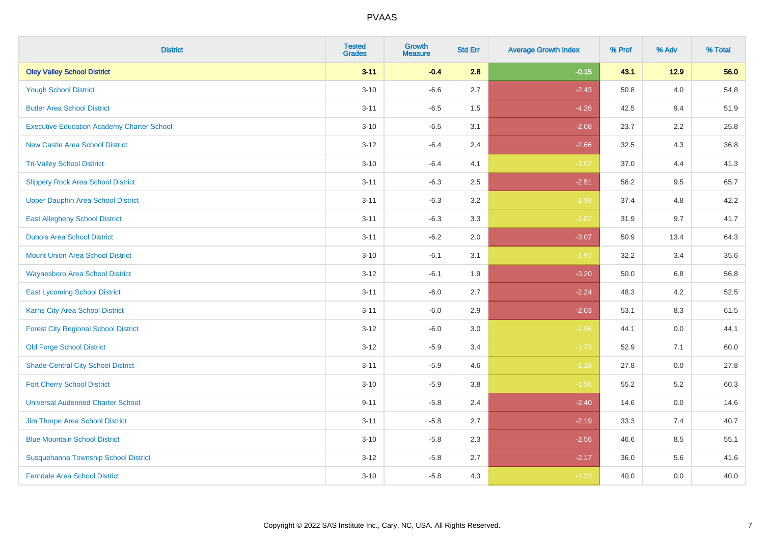| District | Tested Grades | Growth Measure | Std Err | Average Growth Index | % Prof | % Adv | % Total |
|---|---|---|---|---|---|---|---|
| **Oley Valley School District** | **3-11** | **-0.4** | **2.8** | **-0.15** | **43.1** | **12.9** | **56.0** |
| Yough School District | 3-10 | -6.6 | 2.7 | -2.43 | 50.8 | 4.0 | 54.8 |
| Butler Area School District | 3-11 | -6.5 | 1.5 | -4.26 | 42.5 | 9.4 | 51.9 |
| Executive Education Academy Charter School | 3-10 | -6.5 | 3.1 | -2.08 | 23.7 | 2.2 | 25.8 |
| New Castle Area School District | 3-12 | -6.4 | 2.4 | -2.66 | 32.5 | 4.3 | 36.8 |
| Tri-Valley School District | 3-10 | -6.4 | 4.1 | -1.57 | 37.0 | 4.4 | 41.3 |
| Slippery Rock Area School District | 3-11 | -6.3 | 2.5 | -2.51 | 56.2 | 9.5 | 65.7 |
| Upper Dauphin Area School District | 3-11 | -6.3 | 3.2 | -1.98 | 37.4 | 4.8 | 42.2 |
| East Allegheny School District | 3-11 | -6.3 | 3.3 | -1.87 | 31.9 | 9.7 | 41.7 |
| Dubois Area School District | 3-11 | -6.2 | 2.0 | -3.07 | 50.9 | 13.4 | 64.3 |
| Mount Union Area School District | 3-10 | -6.1 | 3.1 | -1.97 | 32.2 | 3.4 | 35.6 |
| Waynesboro Area School District | 3-12 | -6.1 | 1.9 | -3.20 | 50.0 | 6.8 | 56.8 |
| East Lycoming School District | 3-11 | -6.0 | 2.7 | -2.24 | 48.3 | 4.2 | 52.5 |
| Karns City Area School District | 3-11 | -6.0 | 2.9 | -2.03 | 53.1 | 8.3 | 61.5 |
| Forest City Regional School District | 3-12 | -6.0 | 3.0 | -1.96 | 44.1 | 0.0 | 44.1 |
| Old Forge School District | 3-12 | -5.9 | 3.4 | -1.73 | 52.9 | 7.1 | 60.0 |
| Shade-Central City School District | 3-11 | -5.9 | 4.6 | -1.28 | 27.8 | 0.0 | 27.8 |
| Fort Cherry School District | 3-10 | -5.9 | 3.8 | -1.56 | 55.2 | 5.2 | 60.3 |
| Universal Audenried Charter School | 9-11 | -5.8 | 2.4 | -2.40 | 14.6 | 0.0 | 14.6 |
| Jim Thorpe Area School District | 3-11 | -5.8 | 2.7 | -2.19 | 33.3 | 7.4 | 40.7 |
| Blue Mountain School District | 3-10 | -5.8 | 2.3 | -2.56 | 46.6 | 8.5 | 55.1 |
| Susquehanna Township School District | 3-12 | -5.8 | 2.7 | -2.17 | 36.0 | 5.6 | 41.6 |
| Ferndale Area School District | 3-10 | -5.8 | 4.3 | -1.33 | 40.0 | 0.0 | 40.0 |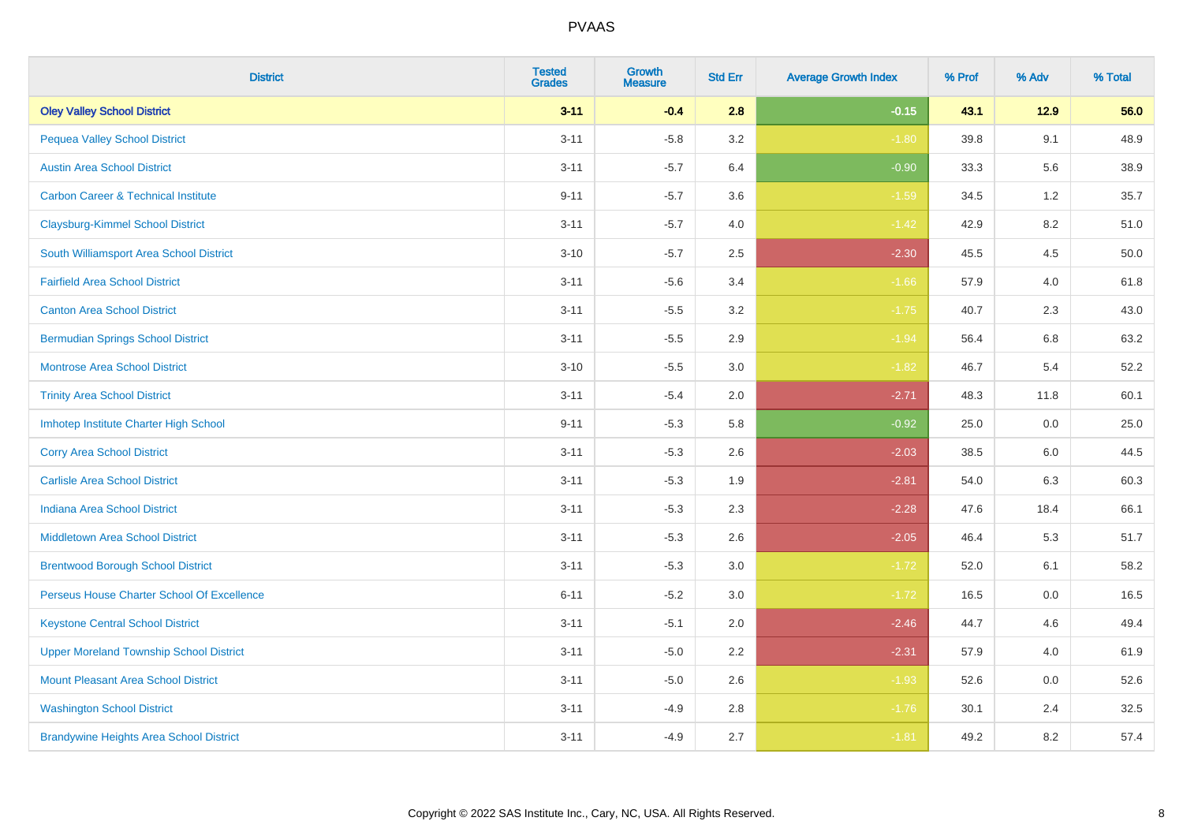PVAAS

| District | Tested Grades | Growth Measure | Std Err | Average Growth Index | % Prof | % Adv | % Total |
|---|---|---|---|---|---|---|---|
| **Oley Valley School District** | **3-11** | **-0.4** | **2.8** | **-0.15** | **43.1** | **12.9** | **56.0** |
| Pequea Valley School District | 3-11 | -5.8 | 3.2 | -1.80 | 39.8 | 9.1 | 48.9 |
| Austin Area School District | 3-11 | -5.7 | 6.4 | -0.90 | 33.3 | 5.6 | 38.9 |
| Carbon Career & Technical Institute | 9-11 | -5.7 | 3.6 | -1.59 | 34.5 | 1.2 | 35.7 |
| Claysburg-Kimmel School District | 3-11 | -5.7 | 4.0 | -1.42 | 42.9 | 8.2 | 51.0 |
| South Williamsport Area School District | 3-10 | -5.7 | 2.5 | -2.30 | 45.5 | 4.5 | 50.0 |
| Fairfield Area School District | 3-11 | -5.6 | 3.4 | -1.66 | 57.9 | 4.0 | 61.8 |
| Canton Area School District | 3-11 | -5.5 | 3.2 | -1.75 | 40.7 | 2.3 | 43.0 |
| Bermudian Springs School District | 3-11 | -5.5 | 2.9 | -1.94 | 56.4 | 6.8 | 63.2 |
| Montrose Area School District | 3-10 | -5.5 | 3.0 | -1.82 | 46.7 | 5.4 | 52.2 |
| Trinity Area School District | 3-11 | -5.4 | 2.0 | -2.71 | 48.3 | 11.8 | 60.1 |
| Imhotep Institute Charter High School | 9-11 | -5.3 | 5.8 | -0.92 | 25.0 | 0.0 | 25.0 |
| Corry Area School District | 3-11 | -5.3 | 2.6 | -2.03 | 38.5 | 6.0 | 44.5 |
| Carlisle Area School District | 3-11 | -5.3 | 1.9 | -2.81 | 54.0 | 6.3 | 60.3 |
| Indiana Area School District | 3-11 | -5.3 | 2.3 | -2.28 | 47.6 | 18.4 | 66.1 |
| Middletown Area School District | 3-11 | -5.3 | 2.6 | -2.05 | 46.4 | 5.3 | 51.7 |
| Brentwood Borough School District | 3-11 | -5.3 | 3.0 | -1.72 | 52.0 | 6.1 | 58.2 |
| Perseus House Charter School Of Excellence | 6-11 | -5.2 | 3.0 | -1.72 | 16.5 | 0.0 | 16.5 |
| Keystone Central School District | 3-11 | -5.1 | 2.0 | -2.46 | 44.7 | 4.6 | 49.4 |
| Upper Moreland Township School District | 3-11 | -5.0 | 2.2 | -2.31 | 57.9 | 4.0 | 61.9 |
| Mount Pleasant Area School District | 3-11 | -5.0 | 2.6 | -1.93 | 52.6 | 0.0 | 52.6 |
| Washington School District | 3-11 | -4.9 | 2.8 | -1.76 | 30.1 | 2.4 | 32.5 |
| Brandywine Heights Area School District | 3-11 | -4.9 | 2.7 | -1.81 | 49.2 | 8.2 | 57.4 |

Copyright © 2022 SAS Institute Inc., Cary, NC, USA. All Rights Reserved.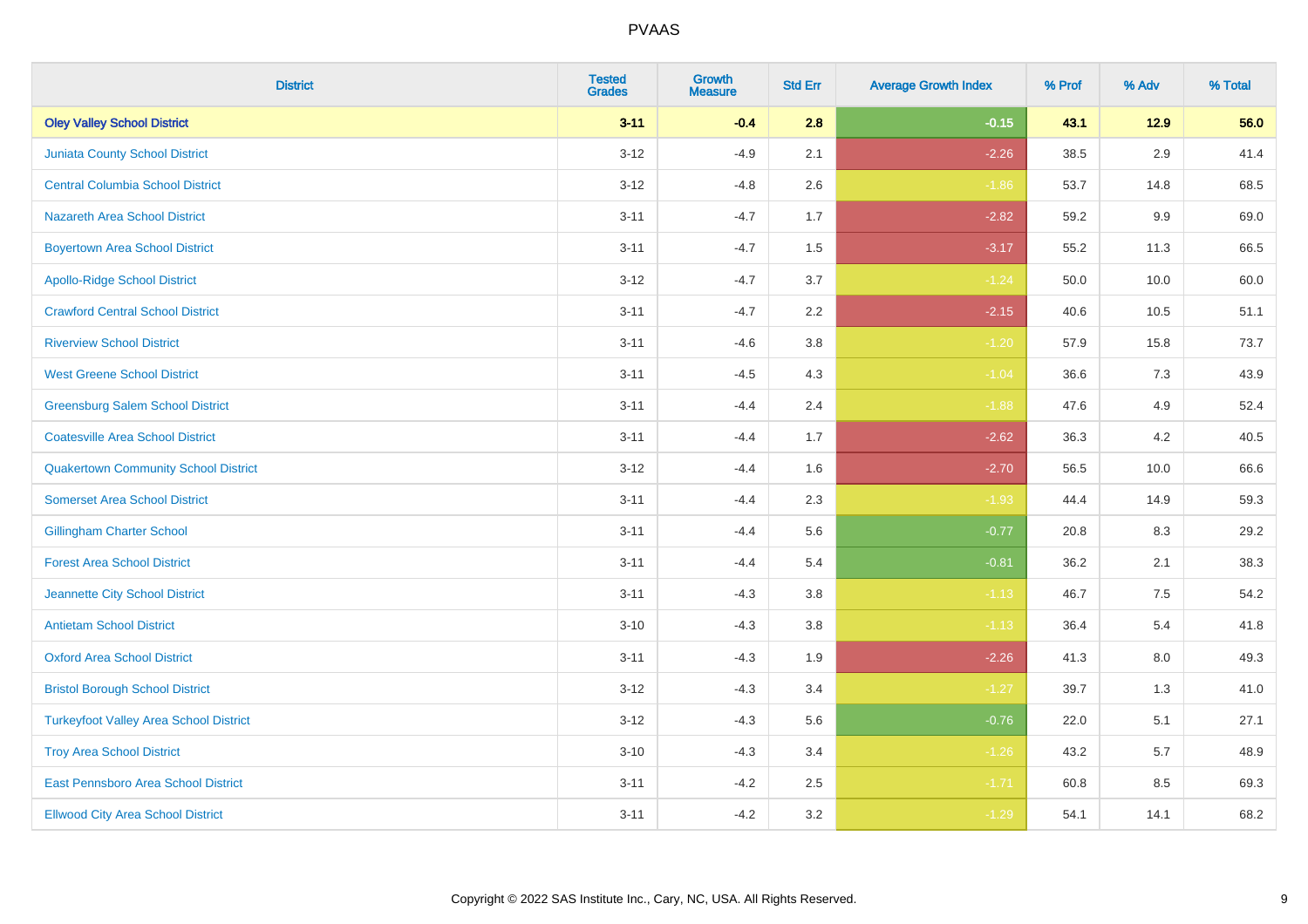# PVAAS

| District | Tested Grades | Growth Measure | Std Err | Average Growth Index | % Prof | % Adv | % Total |
|---|---|---|---|---|---|---|---|
| **Oley Valley School District** | **3-11** | **-0.4** | **2.8** | **-0.15** | **43.1** | **12.9** | **56.0** |
| Juniata County School District | 3-12 | -4.9 | 2.1 | -2.26 | 38.5 | 2.9 | 41.4 |
| Central Columbia School District | 3-12 | -4.8 | 2.6 | -1.86 | 53.7 | 14.8 | 68.5 |
| Nazareth Area School District | 3-11 | -4.7 | 1.7 | -2.82 | 59.2 | 9.9 | 69.0 |
| Boyertown Area School District | 3-11 | -4.7 | 1.5 | -3.17 | 55.2 | 11.3 | 66.5 |
| Apollo-Ridge School District | 3-12 | -4.7 | 3.7 | -1.24 | 50.0 | 10.0 | 60.0 |
| Crawford Central School District | 3-11 | -4.7 | 2.2 | -2.15 | 40.6 | 10.5 | 51.1 |
| Riverview School District | 3-11 | -4.6 | 3.8 | -1.20 | 57.9 | 15.8 | 73.7 |
| West Greene School District | 3-11 | -4.5 | 4.3 | -1.04 | 36.6 | 7.3 | 43.9 |
| Greensburg Salem School District | 3-11 | -4.4 | 2.4 | -1.88 | 47.6 | 4.9 | 52.4 |
| Coatesville Area School District | 3-11 | -4.4 | 1.7 | -2.62 | 36.3 | 4.2 | 40.5 |
| Quakertown Community School District | 3-12 | -4.4 | 1.6 | -2.70 | 56.5 | 10.0 | 66.6 |
| Somerset Area School District | 3-11 | -4.4 | 2.3 | -1.93 | 44.4 | 14.9 | 59.3 |
| Gillingham Charter School | 3-11 | -4.4 | 5.6 | -0.77 | 20.8 | 8.3 | 29.2 |
| Forest Area School District | 3-11 | -4.4 | 5.4 | -0.81 | 36.2 | 2.1 | 38.3 |
| Jeannette City School District | 3-11 | -4.3 | 3.8 | -1.13 | 46.7 | 7.5 | 54.2 |
| Antietam School District | 3-10 | -4.3 | 3.8 | -1.13 | 36.4 | 5.4 | 41.8 |
| Oxford Area School District | 3-11 | -4.3 | 1.9 | -2.26 | 41.3 | 8.0 | 49.3 |
| Bristol Borough School District | 3-12 | -4.3 | 3.4 | -1.27 | 39.7 | 1.3 | 41.0 |
| Turkeyfoot Valley Area School District | 3-12 | -4.3 | 5.6 | -0.76 | 22.0 | 5.1 | 27.1 |
| Troy Area School District | 3-10 | -4.3 | 3.4 | -1.26 | 43.2 | 5.7 | 48.9 |
| East Pennsboro Area School District | 3-11 | -4.2 | 2.5 | -1.71 | 60.8 | 8.5 | 69.3 |
| Ellwood City Area School District | 3-11 | -4.2 | 3.2 | -1.29 | 54.1 | 14.1 | 68.2 |

Copyright © 2022 SAS Institute Inc., Cary, NC, USA. All Rights Reserved.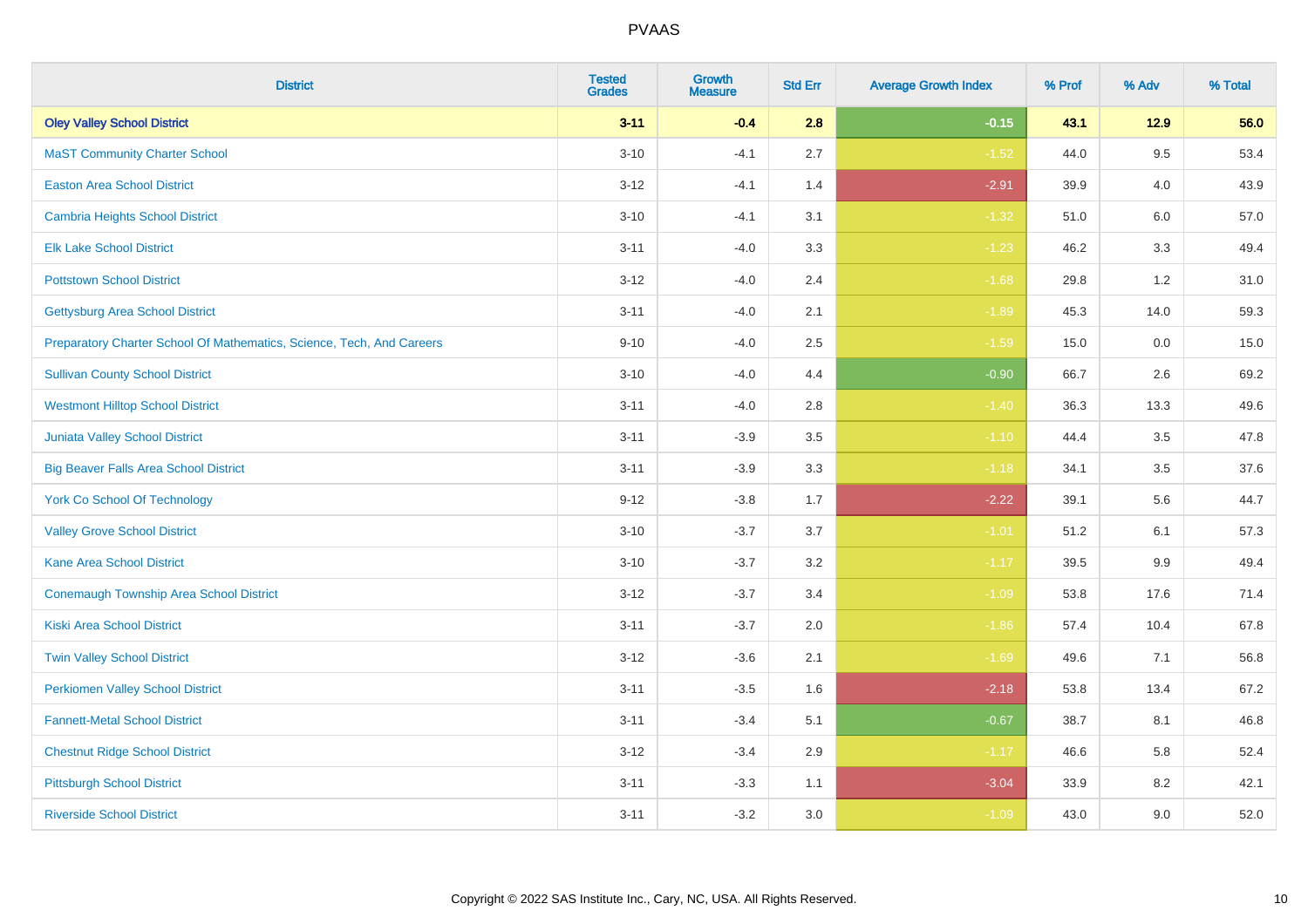| District | Tested Grades | Growth Measure | Std Err | Average Growth Index | % Prof | % Adv | % Total |
|---|---|---|---|---|---|---|---|
| **Oley Valley School District** | **3-11** | **-0.4** | **2.8** | **-0.15** | **43.1** | **12.9** | **56.0** |
| MaST Community Charter School | 3-10 | -4.1 | 2.7 | -1.52 | 44.0 | 9.5 | 53.4 |
| Easton Area School District | 3-12 | -4.1 | 1.4 | -2.91 | 39.9 | 4.0 | 43.9 |
| Cambria Heights School District | 3-10 | -4.1 | 3.1 | -1.32 | 51.0 | 6.0 | 57.0 |
| Elk Lake School District | 3-11 | -4.0 | 3.3 | -1.23 | 46.2 | 3.3 | 49.4 |
| Pottstown School District | 3-12 | -4.0 | 2.4 | -1.68 | 29.8 | 1.2 | 31.0 |
| Gettysburg Area School District | 3-11 | -4.0 | 2.1 | -1.89 | 45.3 | 14.0 | 59.3 |
| Preparatory Charter School Of Mathematics, Science, Tech, And Careers | 9-10 | -4.0 | 2.5 | -1.59 | 15.0 | 0.0 | 15.0 |
| Sullivan County School District | 3-10 | -4.0 | 4.4 | -0.90 | 66.7 | 2.6 | 69.2 |
| Westmont Hilltop School District | 3-11 | -4.0 | 2.8 | -1.40 | 36.3 | 13.3 | 49.6 |
| Juniata Valley School District | 3-11 | -3.9 | 3.5 | -1.10 | 44.4 | 3.5 | 47.8 |
| Big Beaver Falls Area School District | 3-11 | -3.9 | 3.3 | -1.18 | 34.1 | 3.5 | 37.6 |
| York Co School Of Technology | 9-12 | -3.8 | 1.7 | -2.22 | 39.1 | 5.6 | 44.7 |
| Valley Grove School District | 3-10 | -3.7 | 3.7 | -1.01 | 51.2 | 6.1 | 57.3 |
| Kane Area School District | 3-10 | -3.7 | 3.2 | -1.17 | 39.5 | 9.9 | 49.4 |
| Conemaugh Township Area School District | 3-12 | -3.7 | 3.4 | -1.09 | 53.8 | 17.6 | 71.4 |
| Kiski Area School District | 3-11 | -3.7 | 2.0 | -1.86 | 57.4 | 10.4 | 67.8 |
| Twin Valley School District | 3-12 | -3.6 | 2.1 | -1.69 | 49.6 | 7.1 | 56.8 |
| Perkiomen Valley School District | 3-11 | -3.5 | 1.6 | -2.18 | 53.8 | 13.4 | 67.2 |
| Fannett-Metal School District | 3-11 | -3.4 | 5.1 | -0.67 | 38.7 | 8.1 | 46.8 |
| Chestnut Ridge School District | 3-12 | -3.4 | 2.9 | -1.17 | 46.6 | 5.8 | 52.4 |
| Pittsburgh School District | 3-11 | -3.3 | 1.1 | -3.04 | 33.9 | 8.2 | 42.1 |
| Riverside School District | 3-11 | -3.2 | 3.0 | -1.09 | 43.0 | 9.0 | 52.0 |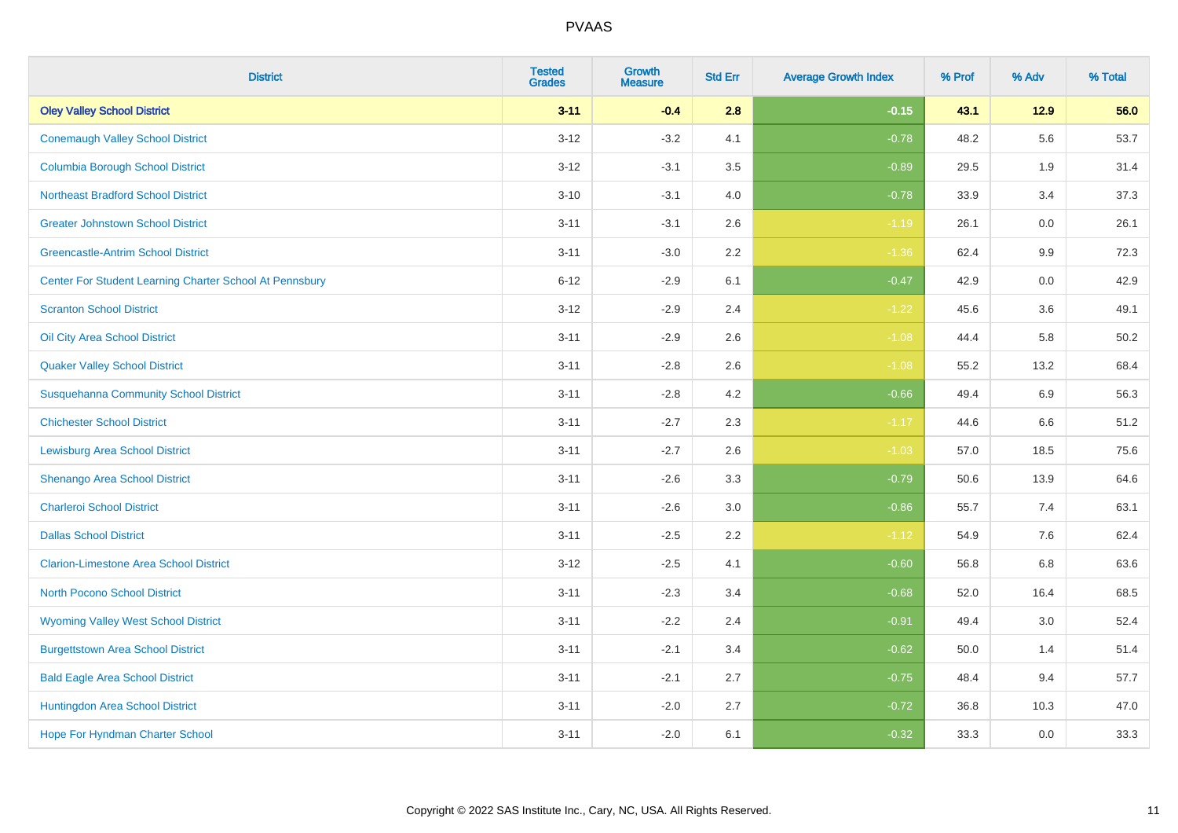# PVAAS

| District | Tested Grades | Growth Measure | Std Err | Average Growth Index | % Prof | % Adv | % Total |
|---|---|---|---|---|---|---|---|
| **Oley Valley School District** | **3-11** | **-0.4** | **2.8** | **-0.15** | **43.1** | **12.9** | **56.0** |
| Conemaugh Valley School District | 3-12 | -3.2 | 4.1 | -0.78 | 48.2 | 5.6 | 53.7 |
| Columbia Borough School District | 3-12 | -3.1 | 3.5 | -0.89 | 29.5 | 1.9 | 31.4 |
| Northeast Bradford School District | 3-10 | -3.1 | 4.0 | -0.78 | 33.9 | 3.4 | 37.3 |
| Greater Johnstown School District | 3-11 | -3.1 | 2.6 | -1.19 | 26.1 | 0.0 | 26.1 |
| Greencastle-Antrim School District | 3-11 | -3.0 | 2.2 | -1.36 | 62.4 | 9.9 | 72.3 |
| Center For Student Learning Charter School At Pennsbury | 6-12 | -2.9 | 6.1 | -0.47 | 42.9 | 0.0 | 42.9 |
| Scranton School District | 3-12 | -2.9 | 2.4 | -1.22 | 45.6 | 3.6 | 49.1 |
| Oil City Area School District | 3-11 | -2.9 | 2.6 | -1.08 | 44.4 | 5.8 | 50.2 |
| Quaker Valley School District | 3-11 | -2.8 | 2.6 | -1.08 | 55.2 | 13.2 | 68.4 |
| Susquehanna Community School District | 3-11 | -2.8 | 4.2 | -0.66 | 49.4 | 6.9 | 56.3 |
| Chichester School District | 3-11 | -2.7 | 2.3 | -1.17 | 44.6 | 6.6 | 51.2 |
| Lewisburg Area School District | 3-11 | -2.7 | 2.6 | -1.03 | 57.0 | 18.5 | 75.6 |
| Shenango Area School District | 3-11 | -2.6 | 3.3 | -0.79 | 50.6 | 13.9 | 64.6 |
| Charleroi School District | 3-11 | -2.6 | 3.0 | -0.86 | 55.7 | 7.4 | 63.1 |
| Dallas School District | 3-11 | -2.5 | 2.2 | -1.12 | 54.9 | 7.6 | 62.4 |
| Clarion-Limestone Area School District | 3-12 | -2.5 | 4.1 | -0.60 | 56.8 | 6.8 | 63.6 |
| North Pocono School District | 3-11 | -2.3 | 3.4 | -0.68 | 52.0 | 16.4 | 68.5 |
| Wyoming Valley West School District | 3-11 | -2.2 | 2.4 | -0.91 | 49.4 | 3.0 | 52.4 |
| Burgettstown Area School District | 3-11 | -2.1 | 3.4 | -0.62 | 50.0 | 1.4 | 51.4 |
| Bald Eagle Area School District | 3-11 | -2.1 | 2.7 | -0.75 | 48.4 | 9.4 | 57.7 |
| Huntingdon Area School District | 3-11 | -2.0 | 2.7 | -0.72 | 36.8 | 10.3 | 47.0 |
| Hope For Hyndman Charter School | 3-11 | -2.0 | 6.1 | -0.32 | 33.3 | 0.0 | 33.3 |

Copyright © 2022 SAS Institute Inc., Cary, NC, USA. All Rights Reserved.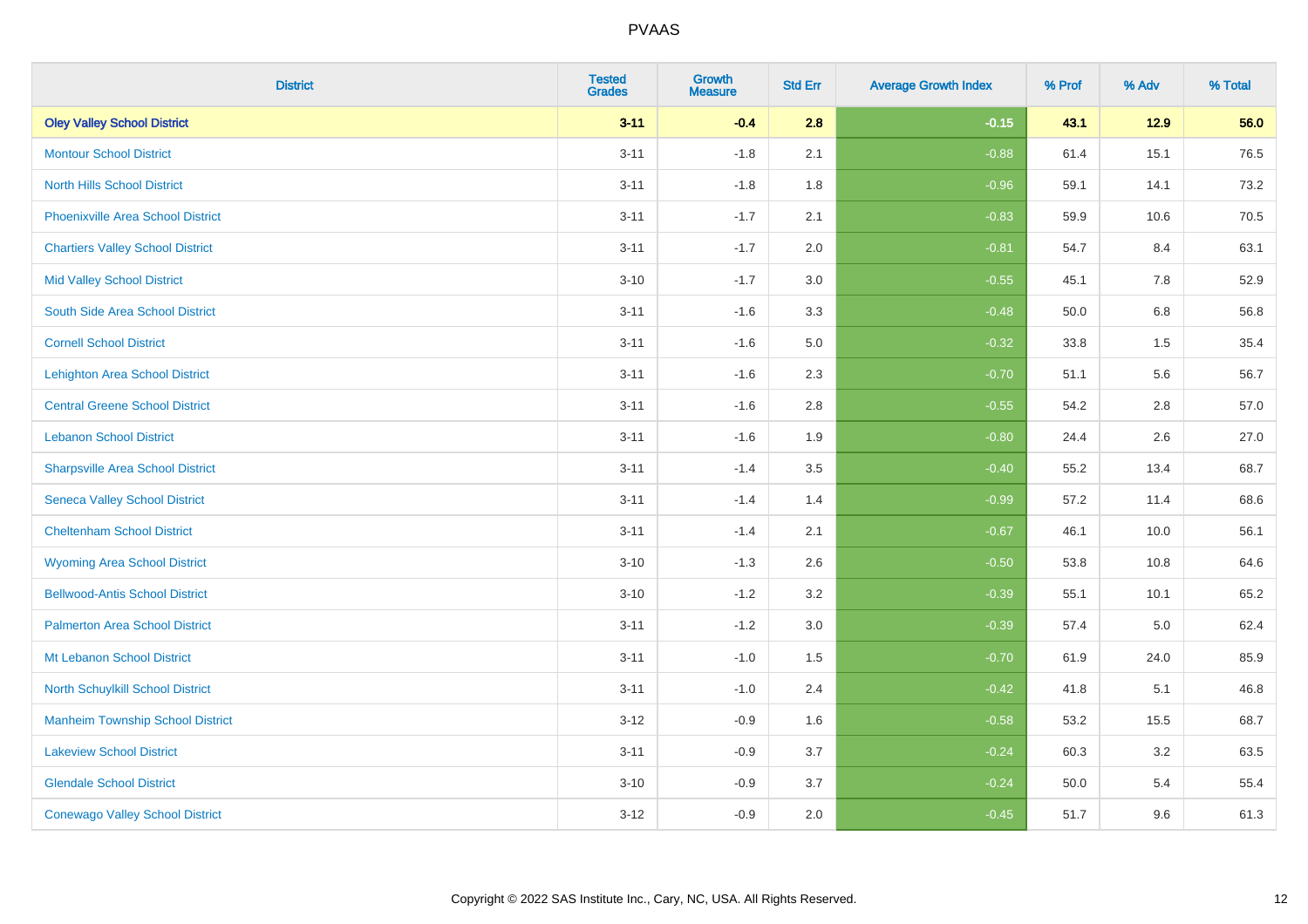PVAAS

| District | Tested Grades | Growth Measure | Std Err | Average Growth Index | % Prof | % Adv | % Total |
|---|---|---|---|---|---|---|---|
| **Oley Valley School District** | **3-11** | **-0.4** | **2.8** | **-0.15** | **43.1** | **12.9** | **56.0** |
| Montour School District | 3-11 | -1.8 | 2.1 | -0.88 | 61.4 | 15.1 | 76.5 |
| North Hills School District | 3-11 | -1.8 | 1.8 | -0.96 | 59.1 | 14.1 | 73.2 |
| Phoenixville Area School District | 3-11 | -1.7 | 2.1 | -0.83 | 59.9 | 10.6 | 70.5 |
| Chartiers Valley School District | 3-11 | -1.7 | 2.0 | -0.81 | 54.7 | 8.4 | 63.1 |
| Mid Valley School District | 3-10 | -1.7 | 3.0 | -0.55 | 45.1 | 7.8 | 52.9 |
| South Side Area School District | 3-11 | -1.6 | 3.3 | -0.48 | 50.0 | 6.8 | 56.8 |
| Cornell School District | 3-11 | -1.6 | 5.0 | -0.32 | 33.8 | 1.5 | 35.4 |
| Lehighton Area School District | 3-11 | -1.6 | 2.3 | -0.70 | 51.1 | 5.6 | 56.7 |
| Central Greene School District | 3-11 | -1.6 | 2.8 | -0.55 | 54.2 | 2.8 | 57.0 |
| Lebanon School District | 3-11 | -1.6 | 1.9 | -0.80 | 24.4 | 2.6 | 27.0 |
| Sharpsville Area School District | 3-11 | -1.4 | 3.5 | -0.40 | 55.2 | 13.4 | 68.7 |
| Seneca Valley School District | 3-11 | -1.4 | 1.4 | -0.99 | 57.2 | 11.4 | 68.6 |
| Cheltenham School District | 3-11 | -1.4 | 2.1 | -0.67 | 46.1 | 10.0 | 56.1 |
| Wyoming Area School District | 3-10 | -1.3 | 2.6 | -0.50 | 53.8 | 10.8 | 64.6 |
| Bellwood-Antis School District | 3-10 | -1.2 | 3.2 | -0.39 | 55.1 | 10.1 | 65.2 |
| Palmerton Area School District | 3-11 | -1.2 | 3.0 | -0.39 | 57.4 | 5.0 | 62.4 |
| Mt Lebanon School District | 3-11 | -1.0 | 1.5 | -0.70 | 61.9 | 24.0 | 85.9 |
| North Schuylkill School District | 3-11 | -1.0 | 2.4 | -0.42 | 41.8 | 5.1 | 46.8 |
| Manheim Township School District | 3-12 | -0.9 | 1.6 | -0.58 | 53.2 | 15.5 | 68.7 |
| Lakeview School District | 3-11 | -0.9 | 3.7 | -0.24 | 60.3 | 3.2 | 63.5 |
| Glendale School District | 3-10 | -0.9 | 3.7 | -0.24 | 50.0 | 5.4 | 55.4 |
| Conewago Valley School District | 3-12 | -0.9 | 2.0 | -0.45 | 51.7 | 9.6 | 61.3 |

Copyright © 2022 SAS Institute Inc., Cary, NC, USA. All Rights Reserved.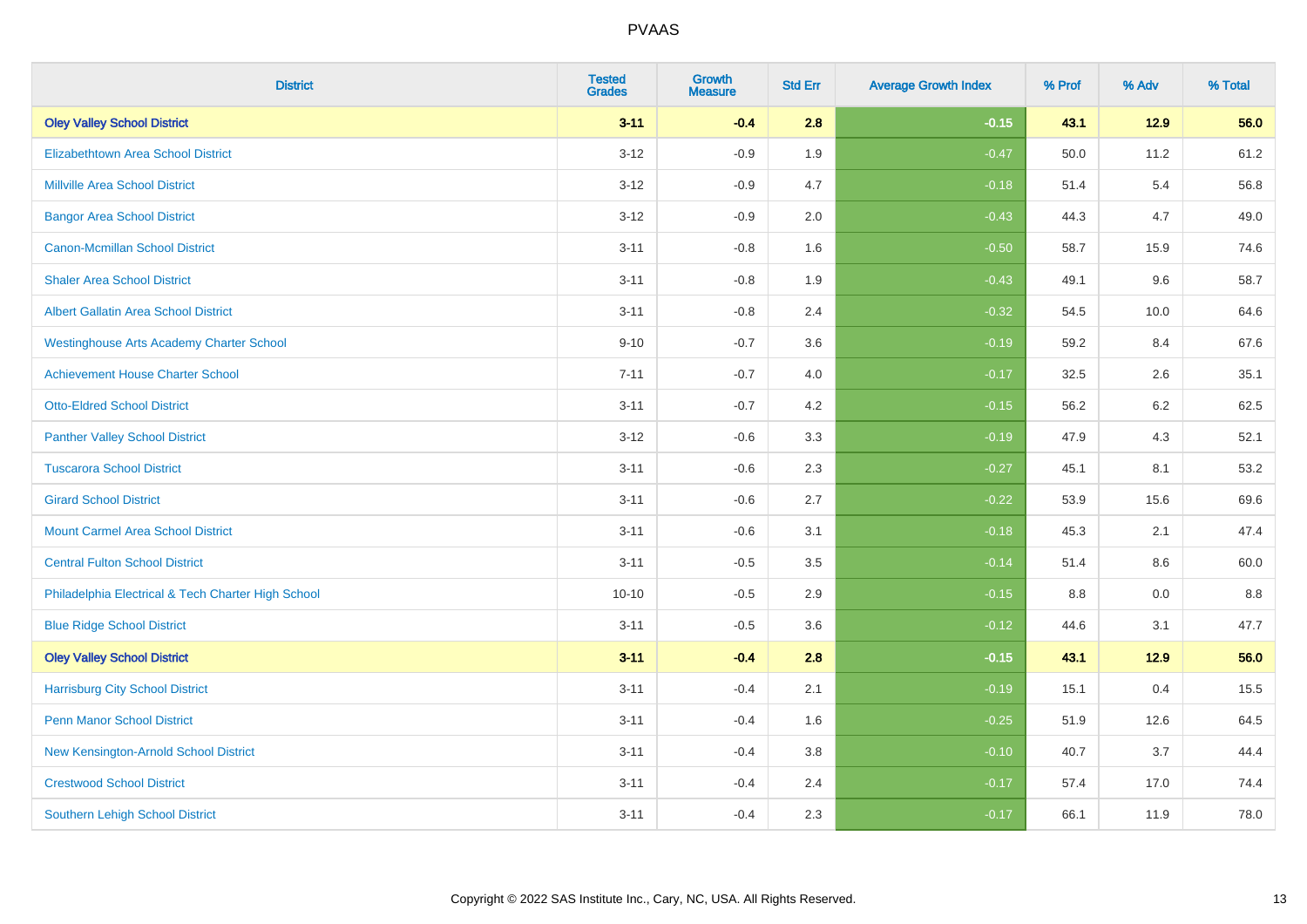| District | Tested Grades | Growth Measure | Std Err | Average Growth Index | % Prof | % Adv | % Total |
|---|---|---|---|---|---|---|---|
| **Oley Valley School District** | **3-11** | **-0.4** | **2.8** | **-0.15** | **43.1** | **12.9** | **56.0** |
| Elizabethtown Area School District | 3-12 | -0.9 | 1.9 | -0.47 | 50.0 | 11.2 | 61.2 |
| Millville Area School District | 3-12 | -0.9 | 4.7 | -0.18 | 51.4 | 5.4 | 56.8 |
| Bangor Area School District | 3-12 | -0.9 | 2.0 | -0.43 | 44.3 | 4.7 | 49.0 |
| Canon-Mcmillan School District | 3-11 | -0.8 | 1.6 | -0.50 | 58.7 | 15.9 | 74.6 |
| Shaler Area School District | 3-11 | -0.8 | 1.9 | -0.43 | 49.1 | 9.6 | 58.7 |
| Albert Gallatin Area School District | 3-11 | -0.8 | 2.4 | -0.32 | 54.5 | 10.0 | 64.6 |
| Westinghouse Arts Academy Charter School | 9-10 | -0.7 | 3.6 | -0.19 | 59.2 | 8.4 | 67.6 |
| Achievement House Charter School | 7-11 | -0.7 | 4.0 | -0.17 | 32.5 | 2.6 | 35.1 |
| Otto-Eldred School District | 3-11 | -0.7 | 4.2 | -0.15 | 56.2 | 6.2 | 62.5 |
| Panther Valley School District | 3-12 | -0.6 | 3.3 | -0.19 | 47.9 | 4.3 | 52.1 |
| Tuscarora School District | 3-11 | -0.6 | 2.3 | -0.27 | 45.1 | 8.1 | 53.2 |
| Girard School District | 3-11 | -0.6 | 2.7 | -0.22 | 53.9 | 15.6 | 69.6 |
| Mount Carmel Area School District | 3-11 | -0.6 | 3.1 | -0.18 | 45.3 | 2.1 | 47.4 |
| Central Fulton School District | 3-11 | -0.5 | 3.5 | -0.14 | 51.4 | 8.6 | 60.0 |
| Philadelphia Electrical & Tech Charter High School | 10-10 | -0.5 | 2.9 | -0.15 | 8.8 | 0.0 | 8.8 |
| Blue Ridge School District | 3-11 | -0.5 | 3.6 | -0.12 | 44.6 | 3.1 | 47.7 |
| **Oley Valley School District** | **3-11** | **-0.4** | **2.8** | **-0.15** | **43.1** | **12.9** | **56.0** |
| Harrisburg City School District | 3-11 | -0.4 | 2.1 | -0.19 | 15.1 | 0.4 | 15.5 |
| Penn Manor School District | 3-11 | -0.4 | 1.6 | -0.25 | 51.9 | 12.6 | 64.5 |
| New Kensington-Arnold School District | 3-11 | -0.4 | 3.8 | -0.10 | 40.7 | 3.7 | 44.4 |
| Crestwood School District | 3-11 | -0.4 | 2.4 | -0.17 | 57.4 | 17.0 | 74.4 |
| Southern Lehigh School District | 3-11 | -0.4 | 2.3 | -0.17 | 66.1 | 11.9 | 78.0 |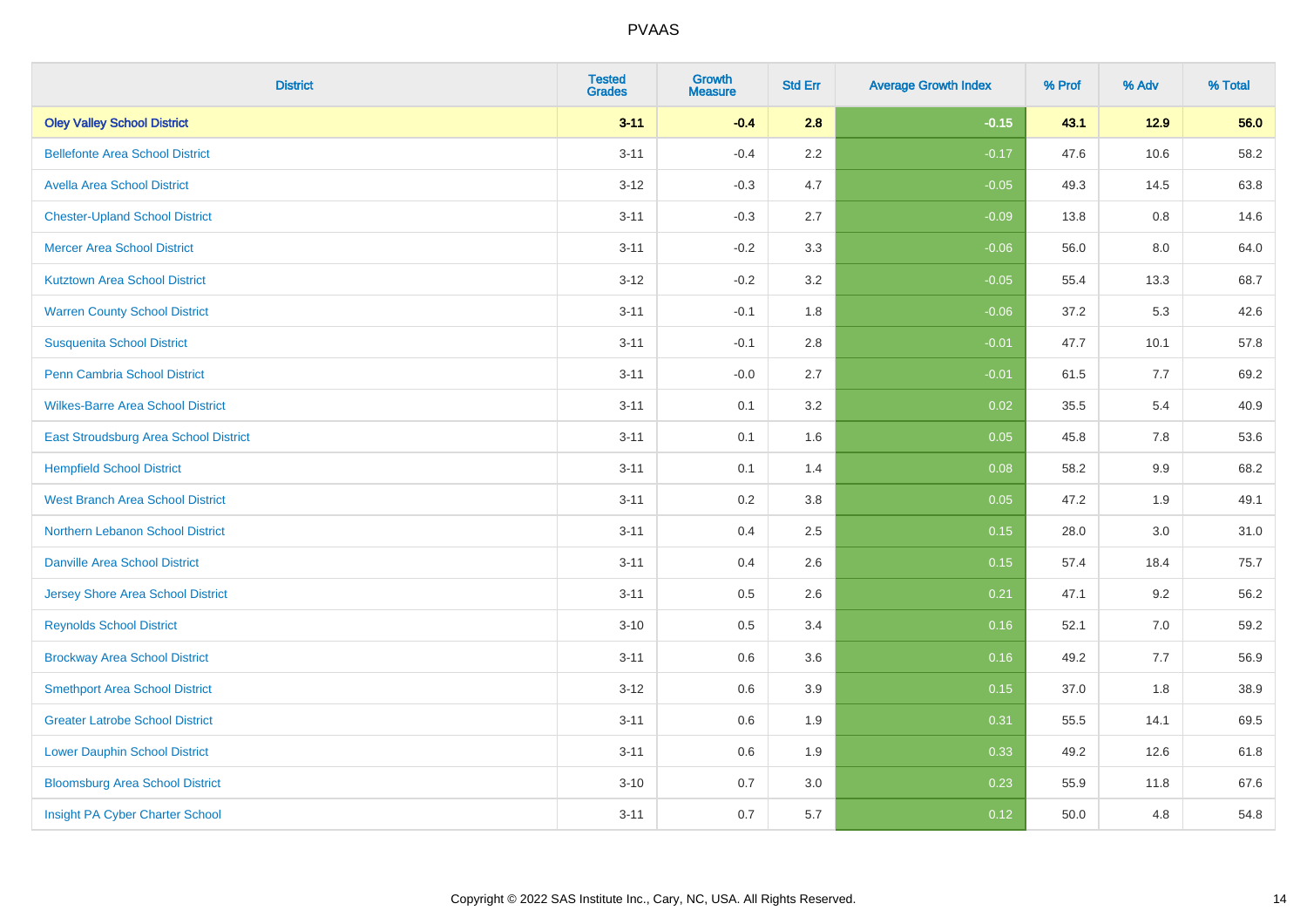# PVAAS

| District | Tested Grades | Growth Measure | Std Err | Average Growth Index | % Prof | % Adv | % Total |
|---|---|---|---|---|---|---|---|
| **Oley Valley School District** | **3-11** | **-0.4** | **2.8** | **-0.15** | **43.1** | **12.9** | **56.0** |
| Bellefonte Area School District | 3-11 | -0.4 | 2.2 | -0.17 | 47.6 | 10.6 | 58.2 |
| Avella Area School District | 3-12 | -0.3 | 4.7 | -0.05 | 49.3 | 14.5 | 63.8 |
| Chester-Upland School District | 3-11 | -0.3 | 2.7 | -0.09 | 13.8 | 0.8 | 14.6 |
| Mercer Area School District | 3-11 | -0.2 | 3.3 | -0.06 | 56.0 | 8.0 | 64.0 |
| Kutztown Area School District | 3-12 | -0.2 | 3.2 | -0.05 | 55.4 | 13.3 | 68.7 |
| Warren County School District | 3-11 | -0.1 | 1.8 | -0.06 | 37.2 | 5.3 | 42.6 |
| Susquenita School District | 3-11 | -0.1 | 2.8 | -0.01 | 47.7 | 10.1 | 57.8 |
| Penn Cambria School District | 3-11 | -0.0 | 2.7 | -0.01 | 61.5 | 7.7 | 69.2 |
| Wilkes-Barre Area School District | 3-11 | 0.1 | 3.2 | 0.02 | 35.5 | 5.4 | 40.9 |
| East Stroudsburg Area School District | 3-11 | 0.1 | 1.6 | 0.05 | 45.8 | 7.8 | 53.6 |
| Hempfield School District | 3-11 | 0.1 | 1.4 | 0.08 | 58.2 | 9.9 | 68.2 |
| West Branch Area School District | 3-11 | 0.2 | 3.8 | 0.05 | 47.2 | 1.9 | 49.1 |
| Northern Lebanon School District | 3-11 | 0.4 | 2.5 | 0.15 | 28.0 | 3.0 | 31.0 |
| Danville Area School District | 3-11 | 0.4 | 2.6 | 0.15 | 57.4 | 18.4 | 75.7 |
| Jersey Shore Area School District | 3-11 | 0.5 | 2.6 | 0.21 | 47.1 | 9.2 | 56.2 |
| Reynolds School District | 3-10 | 0.5 | 3.4 | 0.16 | 52.1 | 7.0 | 59.2 |
| Brockway Area School District | 3-11 | 0.6 | 3.6 | 0.16 | 49.2 | 7.7 | 56.9 |
| Smethport Area School District | 3-12 | 0.6 | 3.9 | 0.15 | 37.0 | 1.8 | 38.9 |
| Greater Latrobe School District | 3-11 | 0.6 | 1.9 | 0.31 | 55.5 | 14.1 | 69.5 |
| Lower Dauphin School District | 3-11 | 0.6 | 1.9 | 0.33 | 49.2 | 12.6 | 61.8 |
| Bloomsburg Area School District | 3-10 | 0.7 | 3.0 | 0.23 | 55.9 | 11.8 | 67.6 |
| Insight PA Cyber Charter School | 3-11 | 0.7 | 5.7 | 0.12 | 50.0 | 4.8 | 54.8 |

Copyright © 2022 SAS Institute Inc., Cary, NC, USA. All Rights Reserved.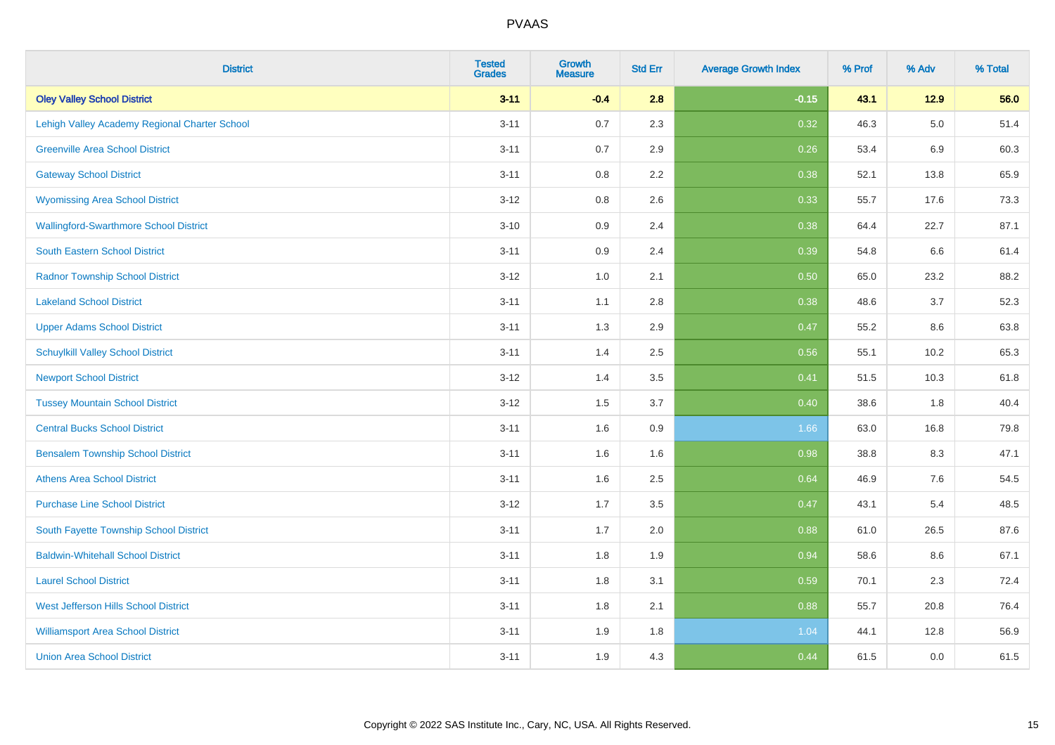# PVAAS

| District | Tested Grades | Growth Measure | Std Err | Average Growth Index | % Prof | % Adv | % Total |
|---|---|---|---|---|---|---|---|
| **Oley Valley School District** | **3-11** | **-0.4** | **2.8** | **-0.15** | **43.1** | **12.9** | **56.0** |
| Lehigh Valley Academy Regional Charter School | 3-11 | 0.7 | 2.3 | 0.32 | 46.3 | 5.0 | 51.4 |
| Greenville Area School District | 3-11 | 0.7 | 2.9 | 0.26 | 53.4 | 6.9 | 60.3 |
| Gateway School District | 3-11 | 0.8 | 2.2 | 0.38 | 52.1 | 13.8 | 65.9 |
| Wyomissing Area School District | 3-12 | 0.8 | 2.6 | 0.33 | 55.7 | 17.6 | 73.3 |
| Wallingford-Swarthmore School District | 3-10 | 0.9 | 2.4 | 0.38 | 64.4 | 22.7 | 87.1 |
| South Eastern School District | 3-11 | 0.9 | 2.4 | 0.39 | 54.8 | 6.6 | 61.4 |
| Radnor Township School District | 3-12 | 1.0 | 2.1 | 0.50 | 65.0 | 23.2 | 88.2 |
| Lakeland School District | 3-11 | 1.1 | 2.8 | 0.38 | 48.6 | 3.7 | 52.3 |
| Upper Adams School District | 3-11 | 1.3 | 2.9 | 0.47 | 55.2 | 8.6 | 63.8 |
| Schuylkill Valley School District | 3-11 | 1.4 | 2.5 | 0.56 | 55.1 | 10.2 | 65.3 |
| Newport School District | 3-12 | 1.4 | 3.5 | 0.41 | 51.5 | 10.3 | 61.8 |
| Tussey Mountain School District | 3-12 | 1.5 | 3.7 | 0.40 | 38.6 | 1.8 | 40.4 |
| Central Bucks School District | 3-11 | 1.6 | 0.9 | 1.66 | 63.0 | 16.8 | 79.8 |
| Bensalem Township School District | 3-11 | 1.6 | 1.6 | 0.98 | 38.8 | 8.3 | 47.1 |
| Athens Area School District | 3-11 | 1.6 | 2.5 | 0.64 | 46.9 | 7.6 | 54.5 |
| Purchase Line School District | 3-12 | 1.7 | 3.5 | 0.47 | 43.1 | 5.4 | 48.5 |
| South Fayette Township School District | 3-11 | 1.7 | 2.0 | 0.88 | 61.0 | 26.5 | 87.6 |
| Baldwin-Whitehall School District | 3-11 | 1.8 | 1.9 | 0.94 | 58.6 | 8.6 | 67.1 |
| Laurel School District | 3-11 | 1.8 | 3.1 | 0.59 | 70.1 | 2.3 | 72.4 |
| West Jefferson Hills School District | 3-11 | 1.8 | 2.1 | 0.88 | 55.7 | 20.8 | 76.4 |
| Williamsport Area School District | 3-11 | 1.9 | 1.8 | 1.04 | 44.1 | 12.8 | 56.9 |
| Union Area School District | 3-11 | 1.9 | 4.3 | 0.44 | 61.5 | 0.0 | 61.5 |

Copyright © 2022 SAS Institute Inc., Cary, NC, USA. All Rights Reserved.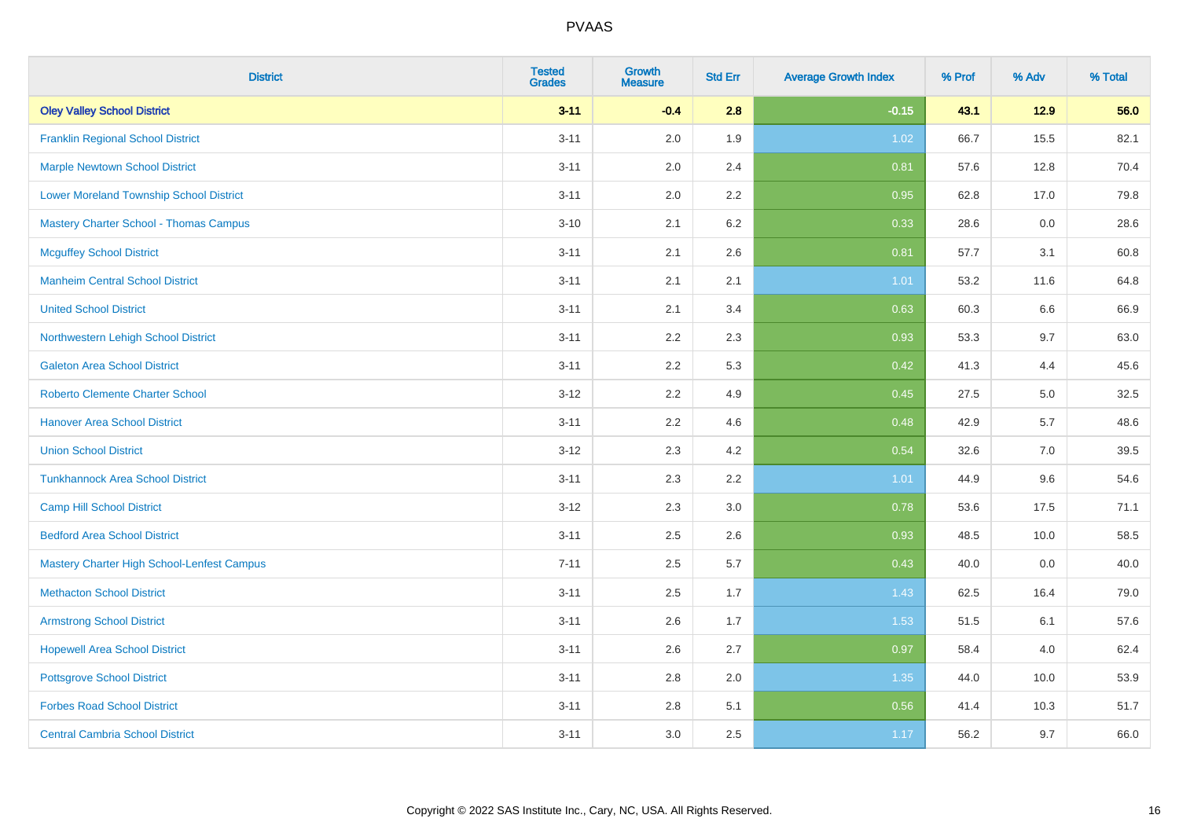| District | Tested Grades | Growth Measure | Std Err | Average Growth Index | % Prof | % Adv | % Total |
|---|---|---|---|---|---|---|---|
| **Oley Valley School District** | **3-11** | **-0.4** | **2.8** | **-0.15** | **43.1** | **12.9** | **56.0** |
| Franklin Regional School District | 3-11 | 2.0 | 1.9 | 1.02 | 66.7 | 15.5 | 82.1 |
| Marple Newtown School District | 3-11 | 2.0 | 2.4 | 0.81 | 57.6 | 12.8 | 70.4 |
| Lower Moreland Township School District | 3-11 | 2.0 | 2.2 | 0.95 | 62.8 | 17.0 | 79.8 |
| Mastery Charter School - Thomas Campus | 3-10 | 2.1 | 6.2 | 0.33 | 28.6 | 0.0 | 28.6 |
| Mcguffey School District | 3-11 | 2.1 | 2.6 | 0.81 | 57.7 | 3.1 | 60.8 |
| Manheim Central School District | 3-11 | 2.1 | 2.1 | 1.01 | 53.2 | 11.6 | 64.8 |
| United School District | 3-11 | 2.1 | 3.4 | 0.63 | 60.3 | 6.6 | 66.9 |
| Northwestern Lehigh School District | 3-11 | 2.2 | 2.3 | 0.93 | 53.3 | 9.7 | 63.0 |
| Galeton Area School District | 3-11 | 2.2 | 5.3 | 0.42 | 41.3 | 4.4 | 45.6 |
| Roberto Clemente Charter School | 3-12 | 2.2 | 4.9 | 0.45 | 27.5 | 5.0 | 32.5 |
| Hanover Area School District | 3-11 | 2.2 | 4.6 | 0.48 | 42.9 | 5.7 | 48.6 |
| Union School District | 3-12 | 2.3 | 4.2 | 0.54 | 32.6 | 7.0 | 39.5 |
| Tunkhannock Area School District | 3-11 | 2.3 | 2.2 | 1.01 | 44.9 | 9.6 | 54.6 |
| Camp Hill School District | 3-12 | 2.3 | 3.0 | 0.78 | 53.6 | 17.5 | 71.1 |
| Bedford Area School District | 3-11 | 2.5 | 2.6 | 0.93 | 48.5 | 10.0 | 58.5 |
| Mastery Charter High School-Lenfest Campus | 7-11 | 2.5 | 5.7 | 0.43 | 40.0 | 0.0 | 40.0 |
| Methacton School District | 3-11 | 2.5 | 1.7 | 1.43 | 62.5 | 16.4 | 79.0 |
| Armstrong School District | 3-11 | 2.6 | 1.7 | 1.53 | 51.5 | 6.1 | 57.6 |
| Hopewell Area School District | 3-11 | 2.6 | 2.7 | 0.97 | 58.4 | 4.0 | 62.4 |
| Pottsgrove School District | 3-11 | 2.8 | 2.0 | 1.35 | 44.0 | 10.0 | 53.9 |
| Forbes Road School District | 3-11 | 2.8 | 5.1 | 0.56 | 41.4 | 10.3 | 51.7 |
| Central Cambria School District | 3-11 | 3.0 | 2.5 | 1.17 | 56.2 | 9.7 | 66.0 |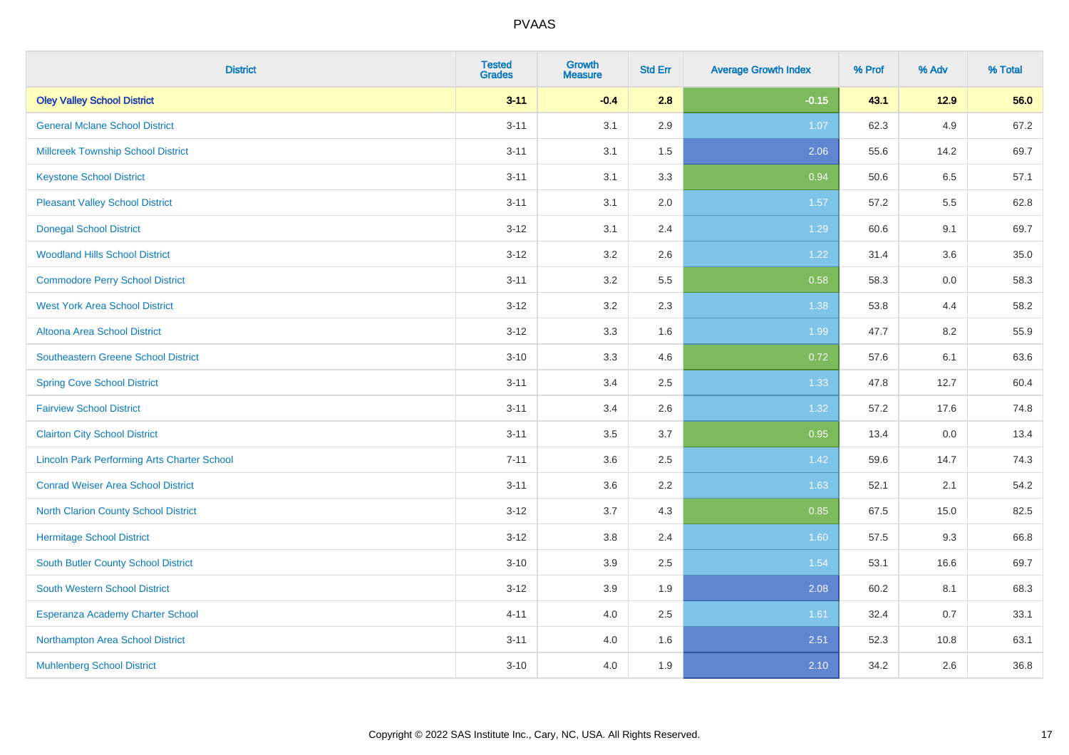# PVAAS

| District | Tested Grades | Growth Measure | Std Err | Average Growth Index | % Prof | % Adv | % Total |
|---|---|---|---|---|---|---|---|
| **Oley Valley School District** | **3-11** | **-0.4** | **2.8** | **-0.15** | **43.1** | **12.9** | **56.0** |
| General Mclane School District | 3-11 | 3.1 | 2.9 | 1.07 | 62.3 | 4.9 | 67.2 |
| Millcreek Township School District | 3-11 | 3.1 | 1.5 | 2.06 | 55.6 | 14.2 | 69.7 |
| Keystone School District | 3-11 | 3.1 | 3.3 | 0.94 | 50.6 | 6.5 | 57.1 |
| Pleasant Valley School District | 3-11 | 3.1 | 2.0 | 1.57 | 57.2 | 5.5 | 62.8 |
| Donegal School District | 3-12 | 3.1 | 2.4 | 1.29 | 60.6 | 9.1 | 69.7 |
| Woodland Hills School District | 3-12 | 3.2 | 2.6 | 1.22 | 31.4 | 3.6 | 35.0 |
| Commodore Perry School District | 3-11 | 3.2 | 5.5 | 0.58 | 58.3 | 0.0 | 58.3 |
| West York Area School District | 3-12 | 3.2 | 2.3 | 1.38 | 53.8 | 4.4 | 58.2 |
| Altoona Area School District | 3-12 | 3.3 | 1.6 | 1.99 | 47.7 | 8.2 | 55.9 |
| Southeastern Greene School District | 3-10 | 3.3 | 4.6 | 0.72 | 57.6 | 6.1 | 63.6 |
| Spring Cove School District | 3-11 | 3.4 | 2.5 | 1.33 | 47.8 | 12.7 | 60.4 |
| Fairview School District | 3-11 | 3.4 | 2.6 | 1.32 | 57.2 | 17.6 | 74.8 |
| Clairton City School District | 3-11 | 3.5 | 3.7 | 0.95 | 13.4 | 0.0 | 13.4 |
| Lincoln Park Performing Arts Charter School | 7-11 | 3.6 | 2.5 | 1.42 | 59.6 | 14.7 | 74.3 |
| Conrad Weiser Area School District | 3-11 | 3.6 | 2.2 | 1.63 | 52.1 | 2.1 | 54.2 |
| North Clarion County School District | 3-12 | 3.7 | 4.3 | 0.85 | 67.5 | 15.0 | 82.5 |
| Hermitage School District | 3-12 | 3.8 | 2.4 | 1.60 | 57.5 | 9.3 | 66.8 |
| South Butler County School District | 3-10 | 3.9 | 2.5 | 1.54 | 53.1 | 16.6 | 69.7 |
| South Western School District | 3-12 | 3.9 | 1.9 | 2.08 | 60.2 | 8.1 | 68.3 |
| Esperanza Academy Charter School | 4-11 | 4.0 | 2.5 | 1.61 | 32.4 | 0.7 | 33.1 |
| Northampton Area School District | 3-11 | 4.0 | 1.6 | 2.51 | 52.3 | 10.8 | 63.1 |
| Muhlenberg School District | 3-10 | 4.0 | 1.9 | 2.10 | 34.2 | 2.6 | 36.8 |

Copyright © 2022 SAS Institute Inc., Cary, NC, USA. All Rights Reserved.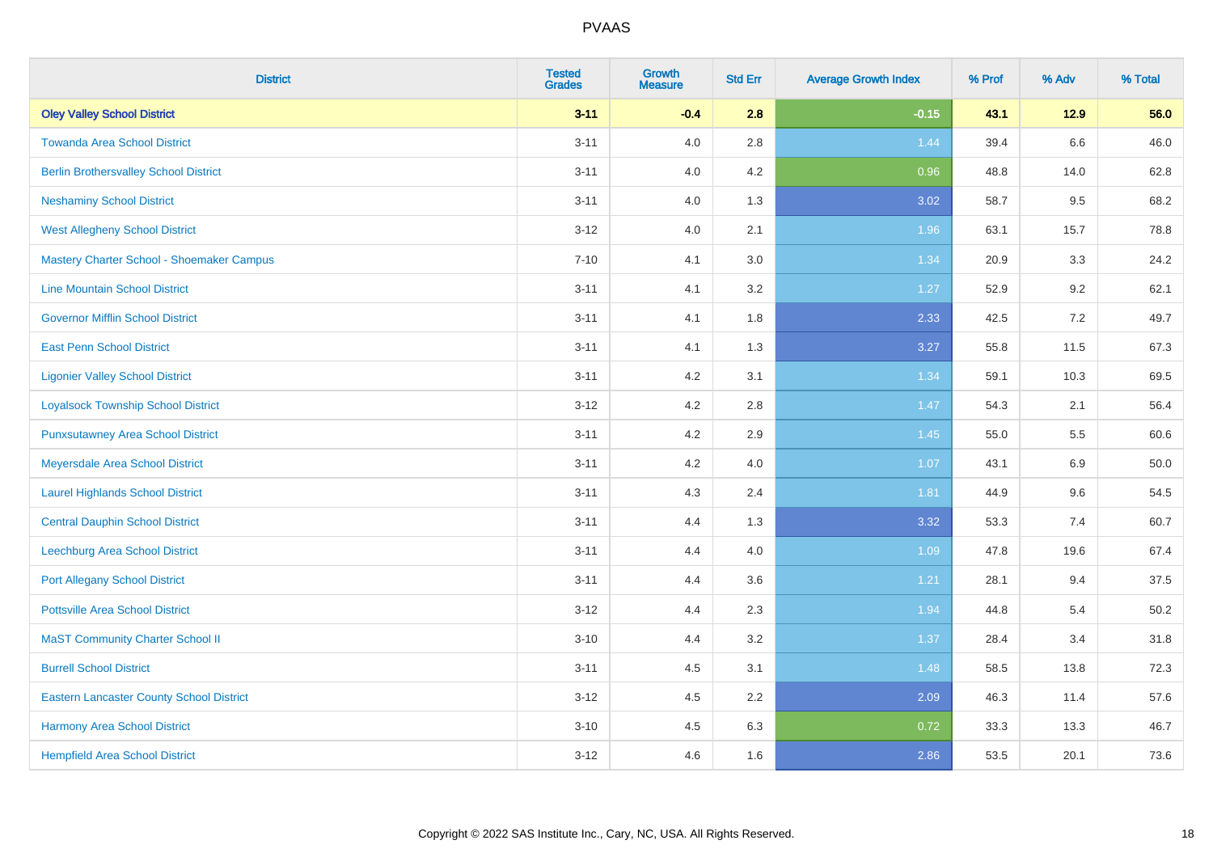| District | Tested Grades | Growth Measure | Std Err | Average Growth Index | % Prof | % Adv | % Total |
|---|---|---|---|---|---|---|---|
| **Oley Valley School District** | **3-11** | **-0.4** | **2.8** | **-0.15** | **43.1** | **12.9** | **56.0** |
| Towanda Area School District | 3-11 | 4.0 | 2.8 | 1.44 | 39.4 | 6.6 | 46.0 |
| Berlin Brothersvalley School District | 3-11 | 4.0 | 4.2 | 0.96 | 48.8 | 14.0 | 62.8 |
| Neshaminy School District | 3-11 | 4.0 | 1.3 | 3.02 | 58.7 | 9.5 | 68.2 |
| West Allegheny School District | 3-12 | 4.0 | 2.1 | 1.96 | 63.1 | 15.7 | 78.8 |
| Mastery Charter School - Shoemaker Campus | 7-10 | 4.1 | 3.0 | 1.34 | 20.9 | 3.3 | 24.2 |
| Line Mountain School District | 3-11 | 4.1 | 3.2 | 1.27 | 52.9 | 9.2 | 62.1 |
| Governor Mifflin School District | 3-11 | 4.1 | 1.8 | 2.33 | 42.5 | 7.2 | 49.7 |
| East Penn School District | 3-11 | 4.1 | 1.3 | 3.27 | 55.8 | 11.5 | 67.3 |
| Ligonier Valley School District | 3-11 | 4.2 | 3.1 | 1.34 | 59.1 | 10.3 | 69.5 |
| Loyalsock Township School District | 3-12 | 4.2 | 2.8 | 1.47 | 54.3 | 2.1 | 56.4 |
| Punxsutawney Area School District | 3-11 | 4.2 | 2.9 | 1.45 | 55.0 | 5.5 | 60.6 |
| Meyersdale Area School District | 3-11 | 4.2 | 4.0 | 1.07 | 43.1 | 6.9 | 50.0 |
| Laurel Highlands School District | 3-11 | 4.3 | 2.4 | 1.81 | 44.9 | 9.6 | 54.5 |
| Central Dauphin School District | 3-11 | 4.4 | 1.3 | 3.32 | 53.3 | 7.4 | 60.7 |
| Leechburg Area School District | 3-11 | 4.4 | 4.0 | 1.09 | 47.8 | 19.6 | 67.4 |
| Port Allegany School District | 3-11 | 4.4 | 3.6 | 1.21 | 28.1 | 9.4 | 37.5 |
| Pottsville Area School District | 3-12 | 4.4 | 2.3 | 1.94 | 44.8 | 5.4 | 50.2 |
| MaST Community Charter School II | 3-10 | 4.4 | 3.2 | 1.37 | 28.4 | 3.4 | 31.8 |
| Burrell School District | 3-11 | 4.5 | 3.1 | 1.48 | 58.5 | 13.8 | 72.3 |
| Eastern Lancaster County School District | 3-12 | 4.5 | 2.2 | 2.09 | 46.3 | 11.4 | 57.6 |
| Harmony Area School District | 3-10 | 4.5 | 6.3 | 0.72 | 33.3 | 13.3 | 46.7 |
| Hempfield Area School District | 3-12 | 4.6 | 1.6 | 2.86 | 53.5 | 20.1 | 73.6 |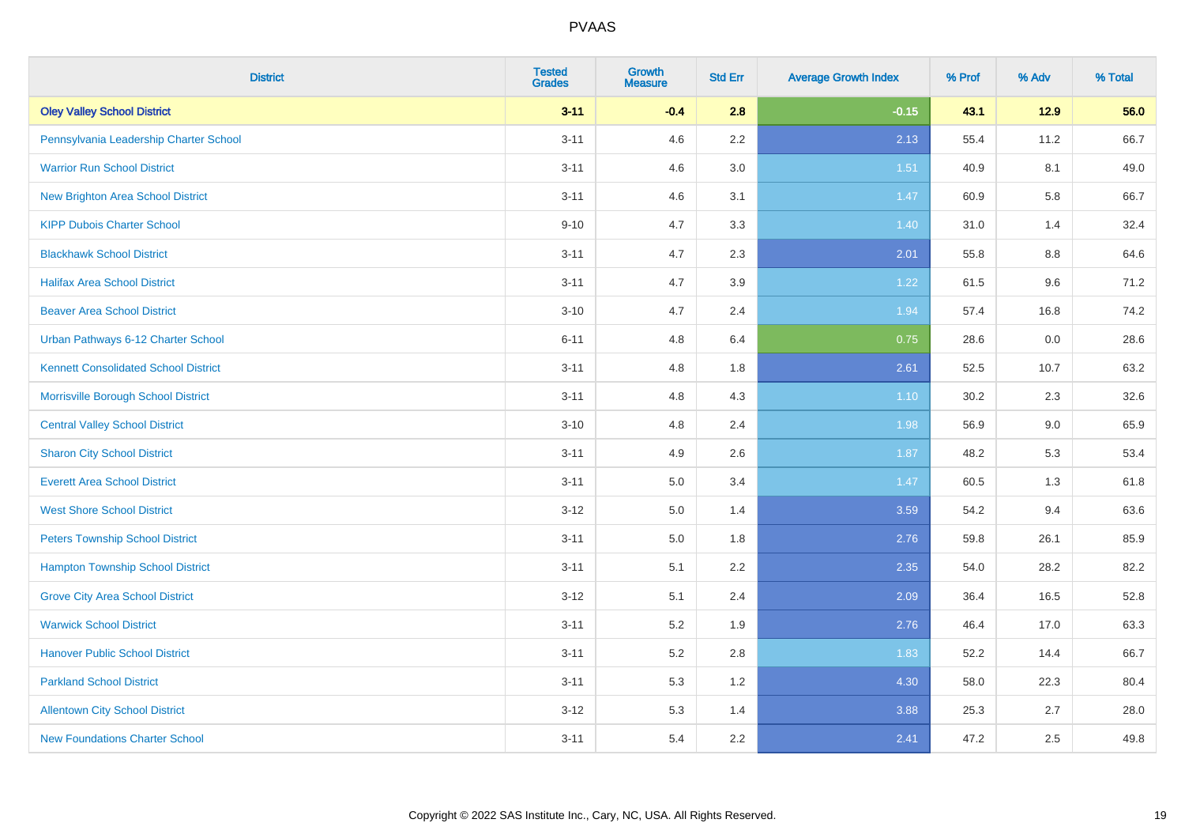| District | Tested Grades | Growth Measure | Std Err | Average Growth Index | % Prof | % Adv | % Total |
|---|---|---|---|---|---|---|---|
| **Oley Valley School District** | **3-11** | **-0.4** | **2.8** | **-0.15** | **43.1** | **12.9** | **56.0** |
| Pennsylvania Leadership Charter School | 3-11 | 4.6 | 2.2 | 2.13 | 55.4 | 11.2 | 66.7 |
| Warrior Run School District | 3-11 | 4.6 | 3.0 | 1.51 | 40.9 | 8.1 | 49.0 |
| New Brighton Area School District | 3-11 | 4.6 | 3.1 | 1.47 | 60.9 | 5.8 | 66.7 |
| KIPP Dubois Charter School | 9-10 | 4.7 | 3.3 | 1.40 | 31.0 | 1.4 | 32.4 |
| Blackhawk School District | 3-11 | 4.7 | 2.3 | 2.01 | 55.8 | 8.8 | 64.6 |
| Halifax Area School District | 3-11 | 4.7 | 3.9 | 1.22 | 61.5 | 9.6 | 71.2 |
| Beaver Area School District | 3-10 | 4.7 | 2.4 | 1.94 | 57.4 | 16.8 | 74.2 |
| Urban Pathways 6-12 Charter School | 6-11 | 4.8 | 6.4 | 0.75 | 28.6 | 0.0 | 28.6 |
| Kennett Consolidated School District | 3-11 | 4.8 | 1.8 | 2.61 | 52.5 | 10.7 | 63.2 |
| Morrisville Borough School District | 3-11 | 4.8 | 4.3 | 1.10 | 30.2 | 2.3 | 32.6 |
| Central Valley School District | 3-10 | 4.8 | 2.4 | 1.98 | 56.9 | 9.0 | 65.9 |
| Sharon City School District | 3-11 | 4.9 | 2.6 | 1.87 | 48.2 | 5.3 | 53.4 |
| Everett Area School District | 3-11 | 5.0 | 3.4 | 1.47 | 60.5 | 1.3 | 61.8 |
| West Shore School District | 3-12 | 5.0 | 1.4 | 3.59 | 54.2 | 9.4 | 63.6 |
| Peters Township School District | 3-11 | 5.0 | 1.8 | 2.76 | 59.8 | 26.1 | 85.9 |
| Hampton Township School District | 3-11 | 5.1 | 2.2 | 2.35 | 54.0 | 28.2 | 82.2 |
| Grove City Area School District | 3-12 | 5.1 | 2.4 | 2.09 | 36.4 | 16.5 | 52.8 |
| Warwick School District | 3-11 | 5.2 | 1.9 | 2.76 | 46.4 | 17.0 | 63.3 |
| Hanover Public School District | 3-11 | 5.2 | 2.8 | 1.83 | 52.2 | 14.4 | 66.7 |
| Parkland School District | 3-11 | 5.3 | 1.2 | 4.30 | 58.0 | 22.3 | 80.4 |
| Allentown City School District | 3-12 | 5.3 | 1.4 | 3.88 | 25.3 | 2.7 | 28.0 |
| New Foundations Charter School | 3-11 | 5.4 | 2.2 | 2.41 | 47.2 | 2.5 | 49.8 |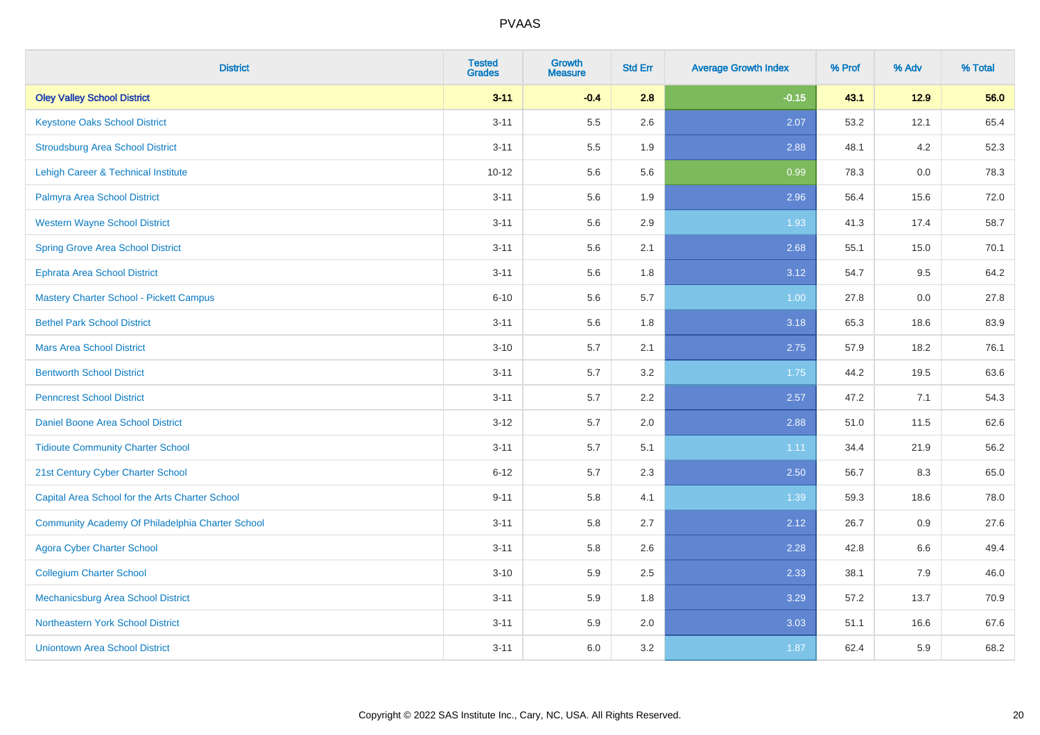| District | Tested Grades | Growth Measure | Std Err | Average Growth Index | % Prof | % Adv | % Total |
|---|---|---|---|---|---|---|---|
| **Oley Valley School District** | **3-11** | **-0.4** | **2.8** | **-0.15** | **43.1** | **12.9** | **56.0** |
| Keystone Oaks School District | 3-11 | 5.5 | 2.6 | 2.07 | 53.2 | 12.1 | 65.4 |
| Stroudsburg Area School District | 3-11 | 5.5 | 1.9 | 2.88 | 48.1 | 4.2 | 52.3 |
| Lehigh Career & Technical Institute | 10-12 | 5.6 | 5.6 | 0.99 | 78.3 | 0.0 | 78.3 |
| Palmyra Area School District | 3-11 | 5.6 | 1.9 | 2.96 | 56.4 | 15.6 | 72.0 |
| Western Wayne School District | 3-11 | 5.6 | 2.9 | 1.93 | 41.3 | 17.4 | 58.7 |
| Spring Grove Area School District | 3-11 | 5.6 | 2.1 | 2.68 | 55.1 | 15.0 | 70.1 |
| Ephrata Area School District | 3-11 | 5.6 | 1.8 | 3.12 | 54.7 | 9.5 | 64.2 |
| Mastery Charter School - Pickett Campus | 6-10 | 5.6 | 5.7 | 1.00 | 27.8 | 0.0 | 27.8 |
| Bethel Park School District | 3-11 | 5.6 | 1.8 | 3.18 | 65.3 | 18.6 | 83.9 |
| Mars Area School District | 3-10 | 5.7 | 2.1 | 2.75 | 57.9 | 18.2 | 76.1 |
| Bentworth School District | 3-11 | 5.7 | 3.2 | 1.75 | 44.2 | 19.5 | 63.6 |
| Penncrest School District | 3-11 | 5.7 | 2.2 | 2.57 | 47.2 | 7.1 | 54.3 |
| Daniel Boone Area School District | 3-12 | 5.7 | 2.0 | 2.88 | 51.0 | 11.5 | 62.6 |
| Tidioute Community Charter School | 3-11 | 5.7 | 5.1 | 1.11 | 34.4 | 21.9 | 56.2 |
| 21st Century Cyber Charter School | 6-12 | 5.7 | 2.3 | 2.50 | 56.7 | 8.3 | 65.0 |
| Capital Area School for the Arts Charter School | 9-11 | 5.8 | 4.1 | 1.39 | 59.3 | 18.6 | 78.0 |
| Community Academy Of Philadelphia Charter School | 3-11 | 5.8 | 2.7 | 2.12 | 26.7 | 0.9 | 27.6 |
| Agora Cyber Charter School | 3-11 | 5.8 | 2.6 | 2.28 | 42.8 | 6.6 | 49.4 |
| Collegium Charter School | 3-10 | 5.9 | 2.5 | 2.33 | 38.1 | 7.9 | 46.0 |
| Mechanicsburg Area School District | 3-11 | 5.9 | 1.8 | 3.29 | 57.2 | 13.7 | 70.9 |
| Northeastern York School District | 3-11 | 5.9 | 2.0 | 3.03 | 51.1 | 16.6 | 67.6 |
| Uniontown Area School District | 3-11 | 6.0 | 3.2 | 1.87 | 62.4 | 5.9 | 68.2 |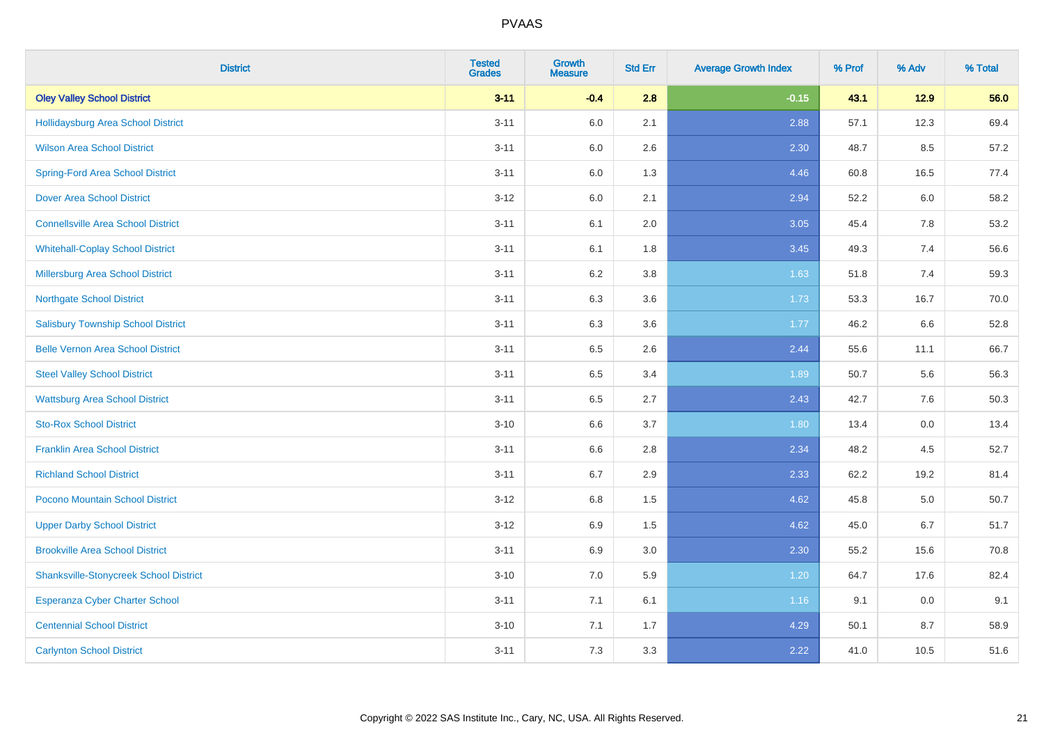# PVAAS

| District | Tested Grades | Growth Measure | Std Err | Average Growth Index | % Prof | % Adv | % Total |
|---|---|---|---|---|---|---|---|
| **Oley Valley School District** | **3-11** | **-0.4** | **2.8** | **-0.15** | **43.1** | **12.9** | **56.0** |
| Hollidaysburg Area School District | 3-11 | 6.0 | 2.1 | 2.88 | 57.1 | 12.3 | 69.4 |
| Wilson Area School District | 3-11 | 6.0 | 2.6 | 2.30 | 48.7 | 8.5 | 57.2 |
| Spring-Ford Area School District | 3-11 | 6.0 | 1.3 | 4.46 | 60.8 | 16.5 | 77.4 |
| Dover Area School District | 3-12 | 6.0 | 2.1 | 2.94 | 52.2 | 6.0 | 58.2 |
| Connellsville Area School District | 3-11 | 6.1 | 2.0 | 3.05 | 45.4 | 7.8 | 53.2 |
| Whitehall-Coplay School District | 3-11 | 6.1 | 1.8 | 3.45 | 49.3 | 7.4 | 56.6 |
| Millersburg Area School District | 3-11 | 6.2 | 3.8 | 1.63 | 51.8 | 7.4 | 59.3 |
| Northgate School District | 3-11 | 6.3 | 3.6 | 1.73 | 53.3 | 16.7 | 70.0 |
| Salisbury Township School District | 3-11 | 6.3 | 3.6 | 1.77 | 46.2 | 6.6 | 52.8 |
| Belle Vernon Area School District | 3-11 | 6.5 | 2.6 | 2.44 | 55.6 | 11.1 | 66.7 |
| Steel Valley School District | 3-11 | 6.5 | 3.4 | 1.89 | 50.7 | 5.6 | 56.3 |
| Wattsburg Area School District | 3-11 | 6.5 | 2.7 | 2.43 | 42.7 | 7.6 | 50.3 |
| Sto-Rox School District | 3-10 | 6.6 | 3.7 | 1.80 | 13.4 | 0.0 | 13.4 |
| Franklin Area School District | 3-11 | 6.6 | 2.8 | 2.34 | 48.2 | 4.5 | 52.7 |
| Richland School District | 3-11 | 6.7 | 2.9 | 2.33 | 62.2 | 19.2 | 81.4 |
| Pocono Mountain School District | 3-12 | 6.8 | 1.5 | 4.62 | 45.8 | 5.0 | 50.7 |
| Upper Darby School District | 3-12 | 6.9 | 1.5 | 4.62 | 45.0 | 6.7 | 51.7 |
| Brookville Area School District | 3-11 | 6.9 | 3.0 | 2.30 | 55.2 | 15.6 | 70.8 |
| Shanksville-Stonycreek School District | 3-10 | 7.0 | 5.9 | 1.20 | 64.7 | 17.6 | 82.4 |
| Esperanza Cyber Charter School | 3-11 | 7.1 | 6.1 | 1.16 | 9.1 | 0.0 | 9.1 |
| Centennial School District | 3-10 | 7.1 | 1.7 | 4.29 | 50.1 | 8.7 | 58.9 |
| Carlynton School District | 3-11 | 7.3 | 3.3 | 2.22 | 41.0 | 10.5 | 51.6 |

Copyright © 2022 SAS Institute Inc., Cary, NC, USA. All Rights Reserved.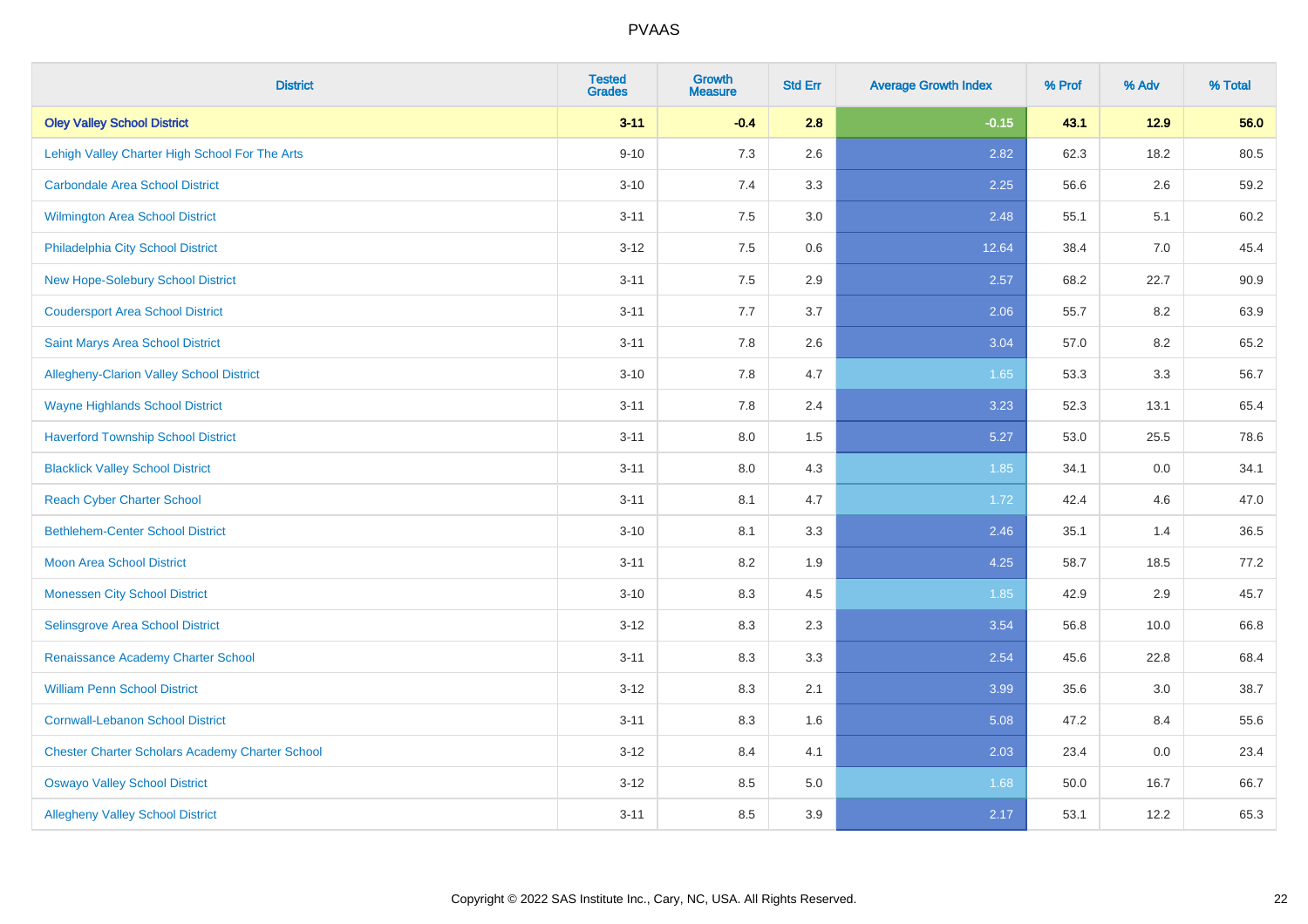PVAAS

| District | Tested Grades | Growth Measure | Std Err | Average Growth Index | % Prof | % Adv | % Total |
|---|---|---|---|---|---|---|---|
| **Oley Valley School District** | **3-11** | **-0.4** | **2.8** | **-0.15** | **43.1** | **12.9** | **56.0** |
| Lehigh Valley Charter High School For The Arts | 9-10 | 7.3 | 2.6 | 2.82 | 62.3 | 18.2 | 80.5 |
| Carbondale Area School District | 3-10 | 7.4 | 3.3 | 2.25 | 56.6 | 2.6 | 59.2 |
| Wilmington Area School District | 3-11 | 7.5 | 3.0 | 2.48 | 55.1 | 5.1 | 60.2 |
| Philadelphia City School District | 3-12 | 7.5 | 0.6 | 12.64 | 38.4 | 7.0 | 45.4 |
| New Hope-Solebury School District | 3-11 | 7.5 | 2.9 | 2.57 | 68.2 | 22.7 | 90.9 |
| Coudersport Area School District | 3-11 | 7.7 | 3.7 | 2.06 | 55.7 | 8.2 | 63.9 |
| Saint Marys Area School District | 3-11 | 7.8 | 2.6 | 3.04 | 57.0 | 8.2 | 65.2 |
| Allegheny-Clarion Valley School District | 3-10 | 7.8 | 4.7 | 1.65 | 53.3 | 3.3 | 56.7 |
| Wayne Highlands School District | 3-11 | 7.8 | 2.4 | 3.23 | 52.3 | 13.1 | 65.4 |
| Haverford Township School District | 3-11 | 8.0 | 1.5 | 5.27 | 53.0 | 25.5 | 78.6 |
| Blacklick Valley School District | 3-11 | 8.0 | 4.3 | 1.85 | 34.1 | 0.0 | 34.1 |
| Reach Cyber Charter School | 3-11 | 8.1 | 4.7 | 1.72 | 42.4 | 4.6 | 47.0 |
| Bethlehem-Center School District | 3-10 | 8.1 | 3.3 | 2.46 | 35.1 | 1.4 | 36.5 |
| Moon Area School District | 3-11 | 8.2 | 1.9 | 4.25 | 58.7 | 18.5 | 77.2 |
| Monessen City School District | 3-10 | 8.3 | 4.5 | 1.85 | 42.9 | 2.9 | 45.7 |
| Selinsgrove Area School District | 3-12 | 8.3 | 2.3 | 3.54 | 56.8 | 10.0 | 66.8 |
| Renaissance Academy Charter School | 3-11 | 8.3 | 3.3 | 2.54 | 45.6 | 22.8 | 68.4 |
| William Penn School District | 3-12 | 8.3 | 2.1 | 3.99 | 35.6 | 3.0 | 38.7 |
| Cornwall-Lebanon School District | 3-11 | 8.3 | 1.6 | 5.08 | 47.2 | 8.4 | 55.6 |
| Chester Charter Scholars Academy Charter School | 3-12 | 8.4 | 4.1 | 2.03 | 23.4 | 0.0 | 23.4 |
| Oswayo Valley School District | 3-12 | 8.5 | 5.0 | 1.68 | 50.0 | 16.7 | 66.7 |
| Allegheny Valley School District | 3-11 | 8.5 | 3.9 | 2.17 | 53.1 | 12.2 | 65.3 |

Copyright © 2022 SAS Institute Inc., Cary, NC, USA. All Rights Reserved.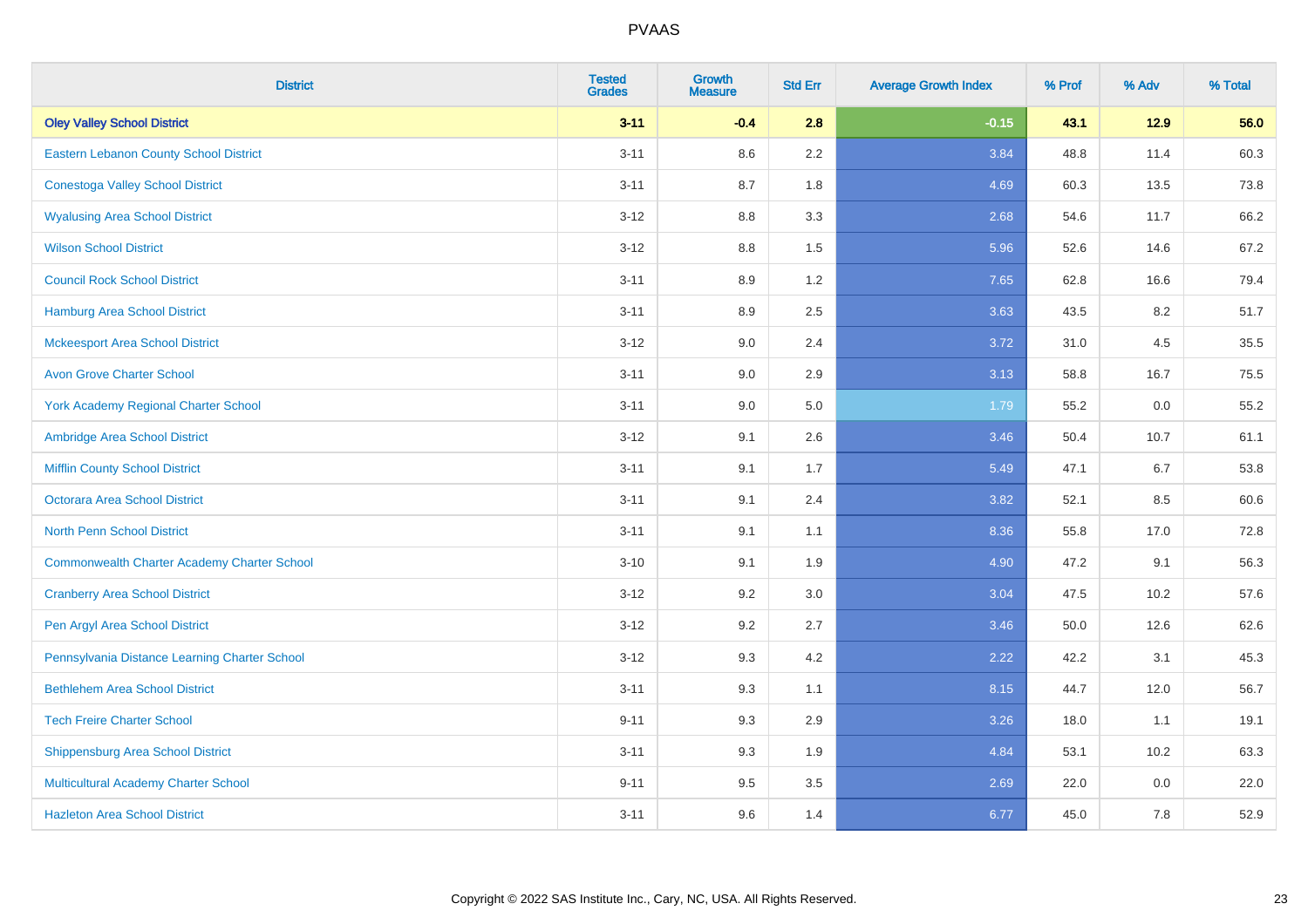PVAAS

| District | Tested Grades | Growth Measure | Std Err | Average Growth Index | % Prof | % Adv | % Total |
|---|---|---|---|---|---|---|---|
| **Oley Valley School District** | **3-11** | **-0.4** | **2.8** | **-0.15** | **43.1** | **12.9** | **56.0** |
| Eastern Lebanon County School District | 3-11 | 8.6 | 2.2 | 3.84 | 48.8 | 11.4 | 60.3 |
| Conestoga Valley School District | 3-11 | 8.7 | 1.8 | 4.69 | 60.3 | 13.5 | 73.8 |
| Wyalusing Area School District | 3-12 | 8.8 | 3.3 | 2.68 | 54.6 | 11.7 | 66.2 |
| Wilson School District | 3-12 | 8.8 | 1.5 | 5.96 | 52.6 | 14.6 | 67.2 |
| Council Rock School District | 3-11 | 8.9 | 1.2 | 7.65 | 62.8 | 16.6 | 79.4 |
| Hamburg Area School District | 3-11 | 8.9 | 2.5 | 3.63 | 43.5 | 8.2 | 51.7 |
| Mckeesport Area School District | 3-12 | 9.0 | 2.4 | 3.72 | 31.0 | 4.5 | 35.5 |
| Avon Grove Charter School | 3-11 | 9.0 | 2.9 | 3.13 | 58.8 | 16.7 | 75.5 |
| York Academy Regional Charter School | 3-11 | 9.0 | 5.0 | 1.79 | 55.2 | 0.0 | 55.2 |
| Ambridge Area School District | 3-12 | 9.1 | 2.6 | 3.46 | 50.4 | 10.7 | 61.1 |
| Mifflin County School District | 3-11 | 9.1 | 1.7 | 5.49 | 47.1 | 6.7 | 53.8 |
| Octorara Area School District | 3-11 | 9.1 | 2.4 | 3.82 | 52.1 | 8.5 | 60.6 |
| North Penn School District | 3-11 | 9.1 | 1.1 | 8.36 | 55.8 | 17.0 | 72.8 |
| Commonwealth Charter Academy Charter School | 3-10 | 9.1 | 1.9 | 4.90 | 47.2 | 9.1 | 56.3 |
| Cranberry Area School District | 3-12 | 9.2 | 3.0 | 3.04 | 47.5 | 10.2 | 57.6 |
| Pen Argyl Area School District | 3-12 | 9.2 | 2.7 | 3.46 | 50.0 | 12.6 | 62.6 |
| Pennsylvania Distance Learning Charter School | 3-12 | 9.3 | 4.2 | 2.22 | 42.2 | 3.1 | 45.3 |
| Bethlehem Area School District | 3-11 | 9.3 | 1.1 | 8.15 | 44.7 | 12.0 | 56.7 |
| Tech Freire Charter School | 9-11 | 9.3 | 2.9 | 3.26 | 18.0 | 1.1 | 19.1 |
| Shippensburg Area School District | 3-11 | 9.3 | 1.9 | 4.84 | 53.1 | 10.2 | 63.3 |
| Multicultural Academy Charter School | 9-11 | 9.5 | 3.5 | 2.69 | 22.0 | 0.0 | 22.0 |
| Hazleton Area School District | 3-11 | 9.6 | 1.4 | 6.77 | 45.0 | 7.8 | 52.9 |

Copyright © 2022 SAS Institute Inc., Cary, NC, USA. All Rights Reserved.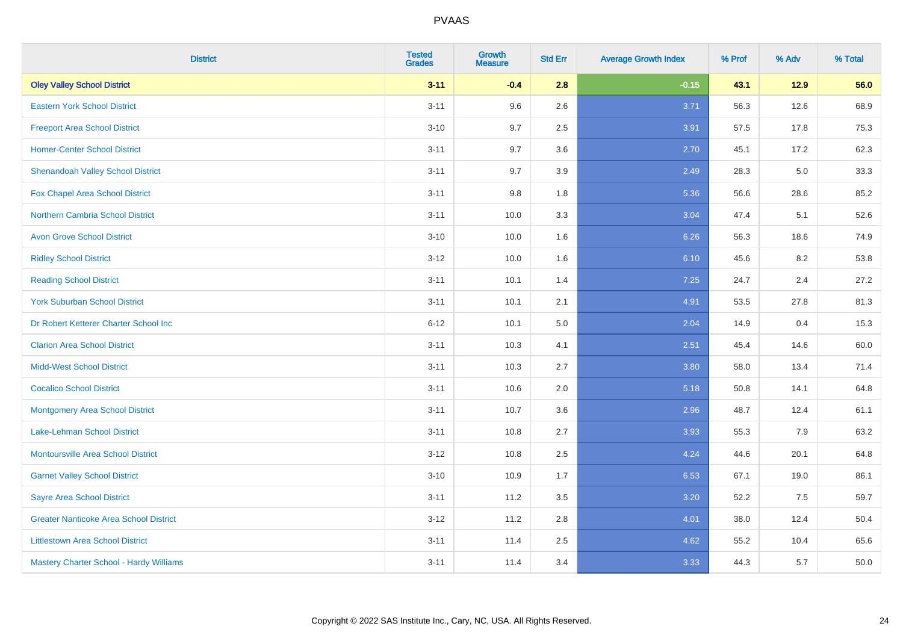| District | Tested Grades | Growth Measure | Std Err | Average Growth Index | % Prof | % Adv | % Total |
|---|---|---|---|---|---|---|---|
| **Oley Valley School District** | **3-11** | **-0.4** | **2.8** | **-0.15** | **43.1** | **12.9** | **56.0** |
| Eastern York School District | 3-11 | 9.6 | 2.6 | 3.71 | 56.3 | 12.6 | 68.9 |
| Freeport Area School District | 3-10 | 9.7 | 2.5 | 3.91 | 57.5 | 17.8 | 75.3 |
| Homer-Center School District | 3-11 | 9.7 | 3.6 | 2.70 | 45.1 | 17.2 | 62.3 |
| Shenandoah Valley School District | 3-11 | 9.7 | 3.9 | 2.49 | 28.3 | 5.0 | 33.3 |
| Fox Chapel Area School District | 3-11 | 9.8 | 1.8 | 5.36 | 56.6 | 28.6 | 85.2 |
| Northern Cambria School District | 3-11 | 10.0 | 3.3 | 3.04 | 47.4 | 5.1 | 52.6 |
| Avon Grove School District | 3-10 | 10.0 | 1.6 | 6.26 | 56.3 | 18.6 | 74.9 |
| Ridley School District | 3-12 | 10.0 | 1.6 | 6.10 | 45.6 | 8.2 | 53.8 |
| Reading School District | 3-11 | 10.1 | 1.4 | 7.25 | 24.7 | 2.4 | 27.2 |
| York Suburban School District | 3-11 | 10.1 | 2.1 | 4.91 | 53.5 | 27.8 | 81.3 |
| Dr Robert Ketterer Charter School Inc | 6-12 | 10.1 | 5.0 | 2.04 | 14.9 | 0.4 | 15.3 |
| Clarion Area School District | 3-11 | 10.3 | 4.1 | 2.51 | 45.4 | 14.6 | 60.0 |
| Midd-West School District | 3-11 | 10.3 | 2.7 | 3.80 | 58.0 | 13.4 | 71.4 |
| Cocalico School District | 3-11 | 10.6 | 2.0 | 5.18 | 50.8 | 14.1 | 64.8 |
| Montgomery Area School District | 3-11 | 10.7 | 3.6 | 2.96 | 48.7 | 12.4 | 61.1 |
| Lake-Lehman School District | 3-11 | 10.8 | 2.7 | 3.93 | 55.3 | 7.9 | 63.2 |
| Montoursville Area School District | 3-12 | 10.8 | 2.5 | 4.24 | 44.6 | 20.1 | 64.8 |
| Garnet Valley School District | 3-10 | 10.9 | 1.7 | 6.53 | 67.1 | 19.0 | 86.1 |
| Sayre Area School District | 3-11 | 11.2 | 3.5 | 3.20 | 52.2 | 7.5 | 59.7 |
| Greater Nanticoke Area School District | 3-12 | 11.2 | 2.8 | 4.01 | 38.0 | 12.4 | 50.4 |
| Littlestown Area School District | 3-11 | 11.4 | 2.5 | 4.62 | 55.2 | 10.4 | 65.6 |
| Mastery Charter School - Hardy Williams | 3-11 | 11.4 | 3.4 | 3.33 | 44.3 | 5.7 | 50.0 |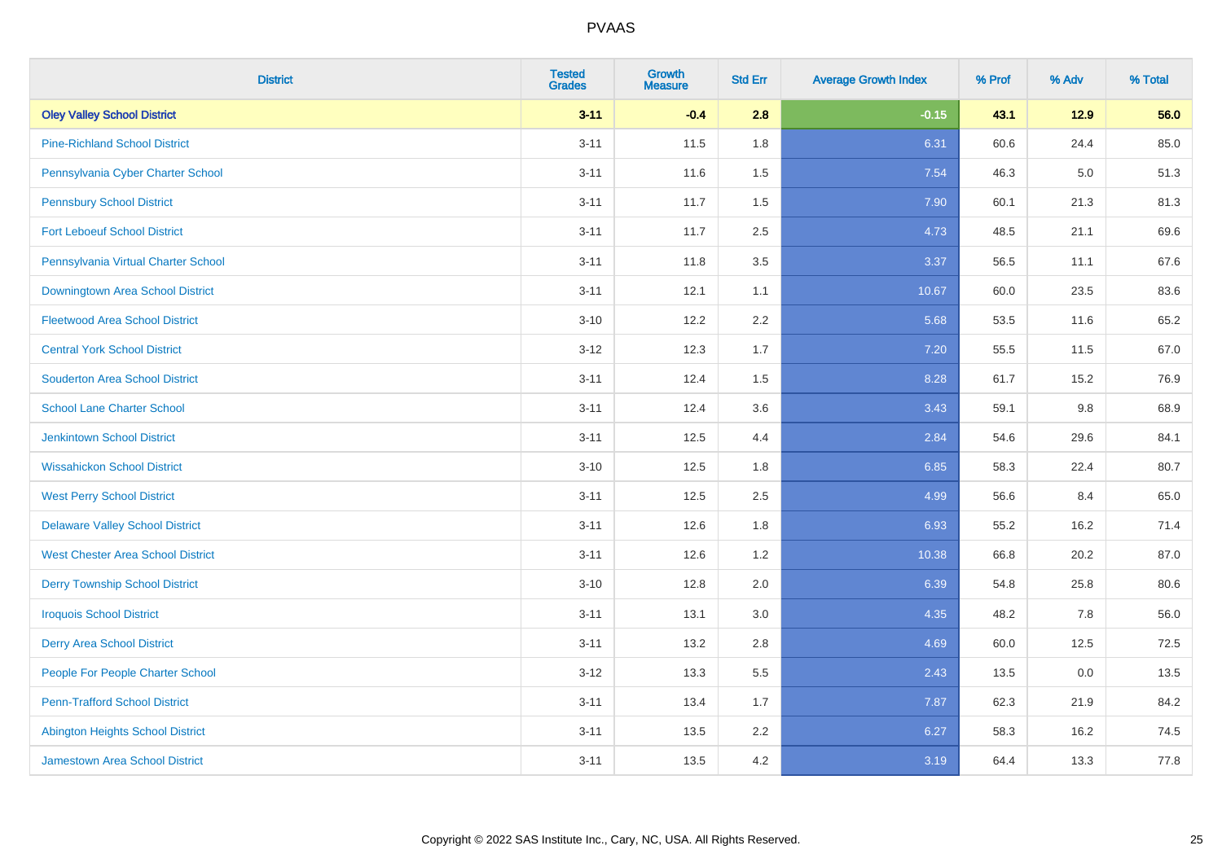| District | Tested Grades | Growth Measure | Std Err | Average Growth Index | % Prof | % Adv | % Total |
|---|---|---|---|---|---|---|---|
| **Oley Valley School District** | **3-11** | **-0.4** | **2.8** | **-0.15** | **43.1** | **12.9** | **56.0** |
| Pine-Richland School District | 3-11 | 11.5 | 1.8 | 6.31 | 60.6 | 24.4 | 85.0 |
| Pennsylvania Cyber Charter School | 3-11 | 11.6 | 1.5 | 7.54 | 46.3 | 5.0 | 51.3 |
| Pennsbury School District | 3-11 | 11.7 | 1.5 | 7.90 | 60.1 | 21.3 | 81.3 |
| Fort Leboeuf School District | 3-11 | 11.7 | 2.5 | 4.73 | 48.5 | 21.1 | 69.6 |
| Pennsylvania Virtual Charter School | 3-11 | 11.8 | 3.5 | 3.37 | 56.5 | 11.1 | 67.6 |
| Downingtown Area School District | 3-11 | 12.1 | 1.1 | 10.67 | 60.0 | 23.5 | 83.6 |
| Fleetwood Area School District | 3-10 | 12.2 | 2.2 | 5.68 | 53.5 | 11.6 | 65.2 |
| Central York School District | 3-12 | 12.3 | 1.7 | 7.20 | 55.5 | 11.5 | 67.0 |
| Souderton Area School District | 3-11 | 12.4 | 1.5 | 8.28 | 61.7 | 15.2 | 76.9 |
| School Lane Charter School | 3-11 | 12.4 | 3.6 | 3.43 | 59.1 | 9.8 | 68.9 |
| Jenkintown School District | 3-11 | 12.5 | 4.4 | 2.84 | 54.6 | 29.6 | 84.1 |
| Wissahickon School District | 3-10 | 12.5 | 1.8 | 6.85 | 58.3 | 22.4 | 80.7 |
| West Perry School District | 3-11 | 12.5 | 2.5 | 4.99 | 56.6 | 8.4 | 65.0 |
| Delaware Valley School District | 3-11 | 12.6 | 1.8 | 6.93 | 55.2 | 16.2 | 71.4 |
| West Chester Area School District | 3-11 | 12.6 | 1.2 | 10.38 | 66.8 | 20.2 | 87.0 |
| Derry Township School District | 3-10 | 12.8 | 2.0 | 6.39 | 54.8 | 25.8 | 80.6 |
| Iroquois School District | 3-11 | 13.1 | 3.0 | 4.35 | 48.2 | 7.8 | 56.0 |
| Derry Area School District | 3-11 | 13.2 | 2.8 | 4.69 | 60.0 | 12.5 | 72.5 |
| People For People Charter School | 3-12 | 13.3 | 5.5 | 2.43 | 13.5 | 0.0 | 13.5 |
| Penn-Trafford School District | 3-11 | 13.4 | 1.7 | 7.87 | 62.3 | 21.9 | 84.2 |
| Abington Heights School District | 3-11 | 13.5 | 2.2 | 6.27 | 58.3 | 16.2 | 74.5 |
| Jamestown Area School District | 3-11 | 13.5 | 4.2 | 3.19 | 64.4 | 13.3 | 77.8 |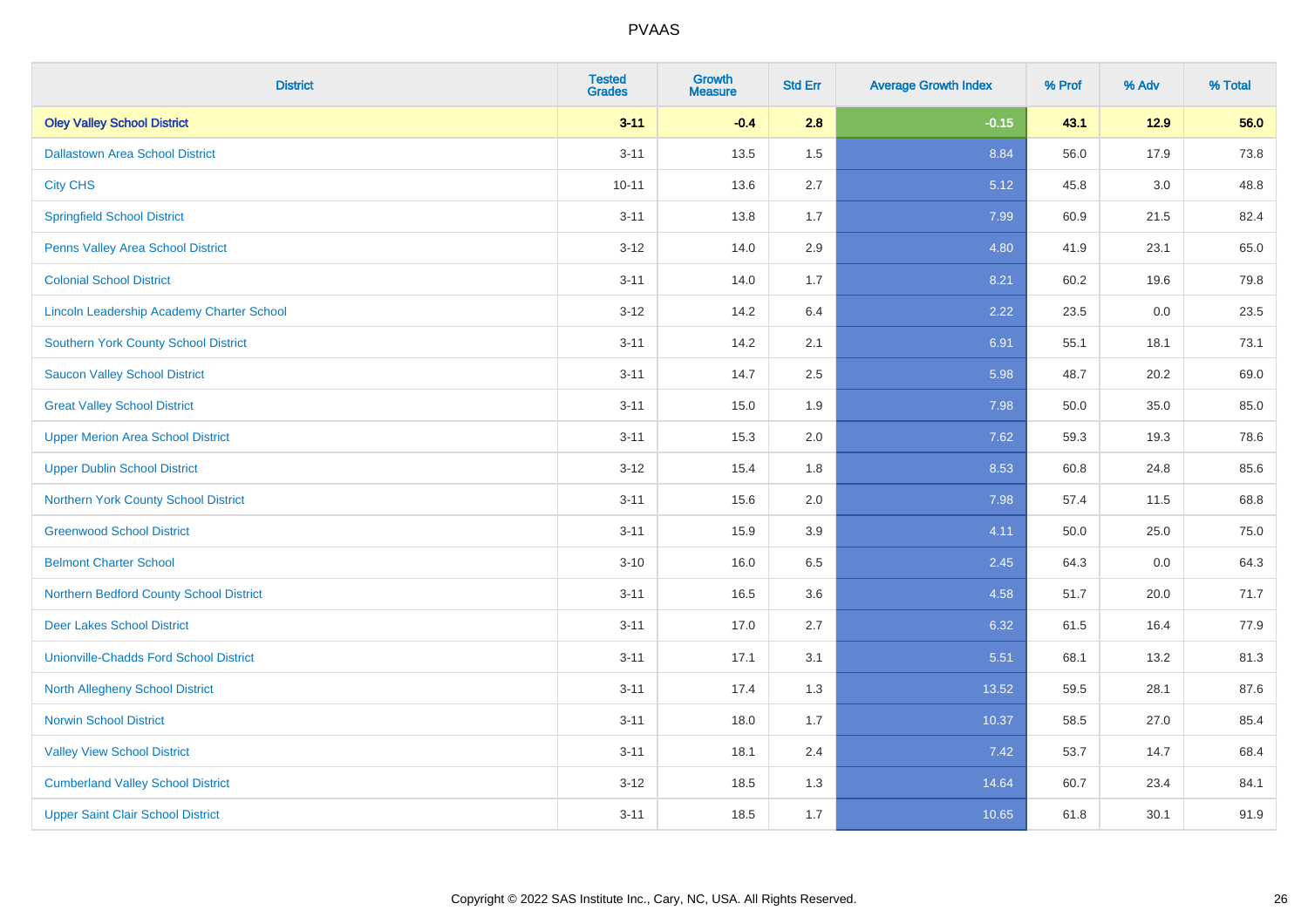PVAAS

| District | Tested Grades | Growth Measure | Std Err | Average Growth Index | % Prof | % Adv | % Total |
|---|---|---|---|---|---|---|---|
| **Oley Valley School District** | **3-11** | **-0.4** | **2.8** | **-0.15** | **43.1** | **12.9** | **56.0** |
| Dallastown Area School District | 3-11 | 13.5 | 1.5 | 8.84 | 56.0 | 17.9 | 73.8 |
| City CHS | 10-11 | 13.6 | 2.7 | 5.12 | 45.8 | 3.0 | 48.8 |
| Springfield School District | 3-11 | 13.8 | 1.7 | 7.99 | 60.9 | 21.5 | 82.4 |
| Penns Valley Area School District | 3-12 | 14.0 | 2.9 | 4.80 | 41.9 | 23.1 | 65.0 |
| Colonial School District | 3-11 | 14.0 | 1.7 | 8.21 | 60.2 | 19.6 | 79.8 |
| Lincoln Leadership Academy Charter School | 3-12 | 14.2 | 6.4 | 2.22 | 23.5 | 0.0 | 23.5 |
| Southern York County School District | 3-11 | 14.2 | 2.1 | 6.91 | 55.1 | 18.1 | 73.1 |
| Saucon Valley School District | 3-11 | 14.7 | 2.5 | 5.98 | 48.7 | 20.2 | 69.0 |
| Great Valley School District | 3-11 | 15.0 | 1.9 | 7.98 | 50.0 | 35.0 | 85.0 |
| Upper Merion Area School District | 3-11 | 15.3 | 2.0 | 7.62 | 59.3 | 19.3 | 78.6 |
| Upper Dublin School District | 3-12 | 15.4 | 1.8 | 8.53 | 60.8 | 24.8 | 85.6 |
| Northern York County School District | 3-11 | 15.6 | 2.0 | 7.98 | 57.4 | 11.5 | 68.8 |
| Greenwood School District | 3-11 | 15.9 | 3.9 | 4.11 | 50.0 | 25.0 | 75.0 |
| Belmont Charter School | 3-10 | 16.0 | 6.5 | 2.45 | 64.3 | 0.0 | 64.3 |
| Northern Bedford County School District | 3-11 | 16.5 | 3.6 | 4.58 | 51.7 | 20.0 | 71.7 |
| Deer Lakes School District | 3-11 | 17.0 | 2.7 | 6.32 | 61.5 | 16.4 | 77.9 |
| Unionville-Chadds Ford School District | 3-11 | 17.1 | 3.1 | 5.51 | 68.1 | 13.2 | 81.3 |
| North Allegheny School District | 3-11 | 17.4 | 1.3 | 13.52 | 59.5 | 28.1 | 87.6 |
| Norwin School District | 3-11 | 18.0 | 1.7 | 10.37 | 58.5 | 27.0 | 85.4 |
| Valley View School District | 3-11 | 18.1 | 2.4 | 7.42 | 53.7 | 14.7 | 68.4 |
| Cumberland Valley School District | 3-12 | 18.5 | 1.3 | 14.64 | 60.7 | 23.4 | 84.1 |
| Upper Saint Clair School District | 3-11 | 18.5 | 1.7 | 10.65 | 61.8 | 30.1 | 91.9 |

Copyright © 2022 SAS Institute Inc., Cary, NC, USA. All Rights Reserved.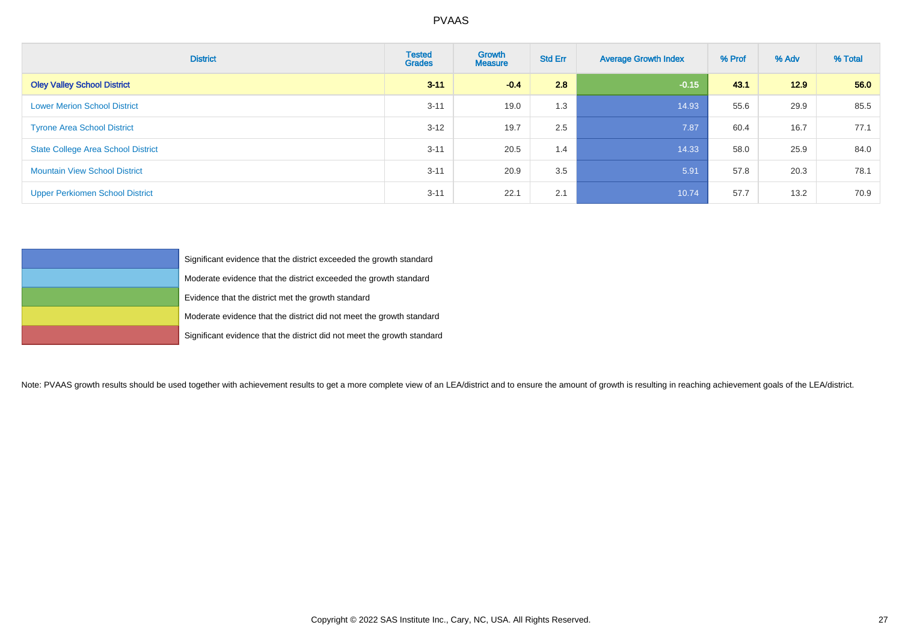PVAAS

| District | Tested Grades | Growth Measure | Std Err | Average Growth Index | % Prof | % Adv | % Total |
|---|---|---|---|---|---|---|---|
| **Oley Valley School District** | **3-11** | **-0.4** | **2.8** | **-0.15** | **43.1** | **12.9** | **56.0** |
| Lower Merion School District | 3-11 | 19.0 | 1.3 | 14.93 | 55.6 | 29.9 | 85.5 |
| Tyrone Area School District | 3-12 | 19.7 | 2.5 | 7.87 | 60.4 | 16.7 | 77.1 |
| State College Area School District | 3-11 | 20.5 | 1.4 | 14.33 | 58.0 | 25.9 | 84.0 |
| Mountain View School District | 3-11 | 20.9 | 3.5 | 5.91 | 57.8 | 20.3 | 78.1 |
| Upper Perkiomen School District | 3-11 | 22.1 | 2.1 | 10.74 | 57.7 | 13.2 | 70.9 |

Significant evidence that the district exceeded the growth standard

Moderate evidence that the district exceeded the growth standard

Evidence that the district met the growth standard

Moderate evidence that the district did not meet the growth standard

Significant evidence that the district did not meet the growth standard

Note: PVAAS growth results should be used together with achievement results to get a more complete view of an LEA/district and to ensure the amount of growth is resulting in reaching achievement goals of the LEA/district.

Copyright © 2022 SAS Institute Inc., Cary, NC, USA. All Rights Reserved.